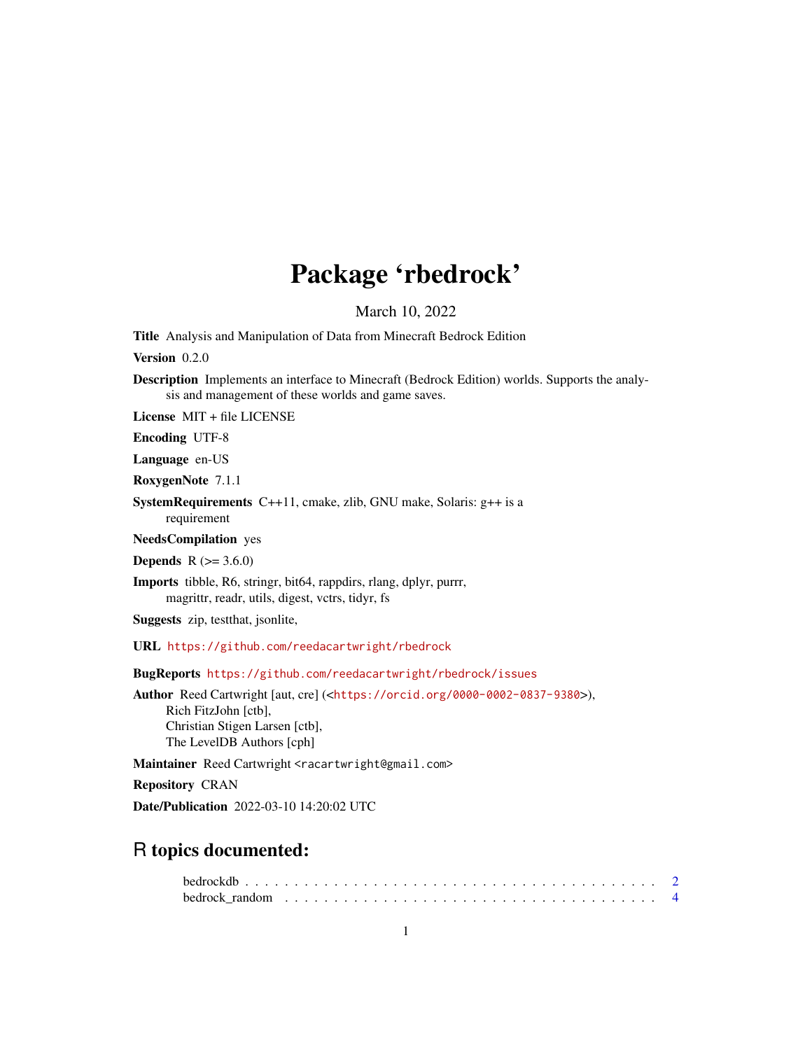# Package 'rbedrock'

March 10, 2022

**Title** Analysis and Manipulation of Data from Minecraft Bedrock Edition

**Version** 0.2.0

**Description** Implements an interface to Minecraft (Bedrock Edition) worlds. Supports the analysis and management of these worlds and game saves.

**License** MIT + file LICENSE

**Encoding** UTF-8

**Language** en-US

**RoxygenNote** 7.1.1

**SystemRequirements** C++11, cmake, zlib, GNU make, Solaris: g++ is a requirement

**NeedsCompilation** yes

**Depends** R (>= 3.6.0)

**Imports** tibble, R6, stringr, bit64, rappdirs, rlang, dplyr, purrr, magrittr, readr, utils, digest, vctrs, tidyr, fs

**Suggests** zip, testthat, jsonlite,

**URL** https://github.com/reedacartwright/rbedrock

**BugReports** https://github.com/reedacartwright/rbedrock/issues

**Author** Reed Cartwright [aut, cre] (<https://orcid.org/0000-0002-0837-9380>), Rich FitzJohn [ctb], Christian Stigen Larsen [ctb], The LevelDB Authors [cph]

**Maintainer** Reed Cartwright <racartwright@gmail.com>

**Repository** CRAN

**Date/Publication** 2022-03-10 14:20:02 UTC

## R topics documented:

bedrockdb . . . . . . . . . . . . . . . . . . . . . . . . . . . . . . . . . . . . . . . 2
bedrock_random . . . . . . . . . . . . . . . . . . . . . . . . . . . . . . . . . . . . 4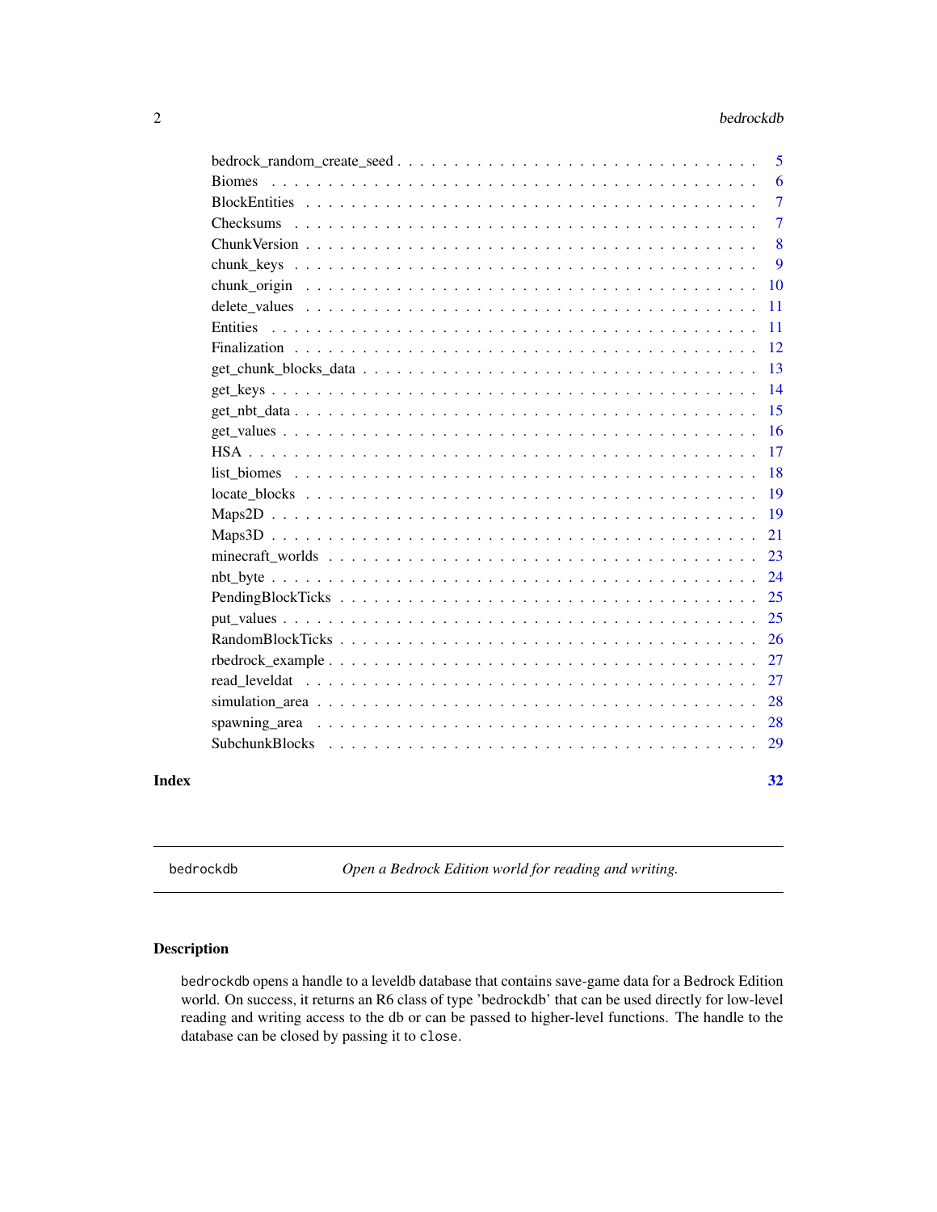bedrock_random_create_seed . . . . . . . . . . . . . . . . . . . . . . . . . . . . . . . 5
Biomes . . . . . . . . . . . . . . . . . . . . . . . . . . . . . . . . . . . . . . . . . 6
BlockEntities . . . . . . . . . . . . . . . . . . . . . . . . . . . . . . . . . . . . . . 7
Checksums . . . . . . . . . . . . . . . . . . . . . . . . . . . . . . . . . . . . . . . 7
ChunkVersion . . . . . . . . . . . . . . . . . . . . . . . . . . . . . . . . . . . . . . 8
chunk_keys . . . . . . . . . . . . . . . . . . . . . . . . . . . . . . . . . . . . . . . 9
chunk_origin . . . . . . . . . . . . . . . . . . . . . . . . . . . . . . . . . . . . . . 10
delete_values . . . . . . . . . . . . . . . . . . . . . . . . . . . . . . . . . . . . . 11
Entities . . . . . . . . . . . . . . . . . . . . . . . . . . . . . . . . . . . . . . . . 11
Finalization . . . . . . . . . . . . . . . . . . . . . . . . . . . . . . . . . . . . . . 12
get_chunk_blocks_data . . . . . . . . . . . . . . . . . . . . . . . . . . . . . . . . . 13
get_keys . . . . . . . . . . . . . . . . . . . . . . . . . . . . . . . . . . . . . . . . 14
get_nbt_data . . . . . . . . . . . . . . . . . . . . . . . . . . . . . . . . . . . . . . 15
get_values . . . . . . . . . . . . . . . . . . . . . . . . . . . . . . . . . . . . . . . 16
HSA . . . . . . . . . . . . . . . . . . . . . . . . . . . . . . . . . . . . . . . . . . 17
list_biomes . . . . . . . . . . . . . . . . . . . . . . . . . . . . . . . . . . . . . . . 18
locate_blocks . . . . . . . . . . . . . . . . . . . . . . . . . . . . . . . . . . . . . . 19
Maps2D . . . . . . . . . . . . . . . . . . . . . . . . . . . . . . . . . . . . . . . . . 19
Maps3D . . . . . . . . . . . . . . . . . . . . . . . . . . . . . . . . . . . . . . . . . 21
minecraft_worlds . . . . . . . . . . . . . . . . . . . . . . . . . . . . . . . . . . . . 23
nbt_byte . . . . . . . . . . . . . . . . . . . . . . . . . . . . . . . . . . . . . . . . 24
PendingBlockTicks . . . . . . . . . . . . . . . . . . . . . . . . . . . . . . . . . . . . 25
put_values . . . . . . . . . . . . . . . . . . . . . . . . . . . . . . . . . . . . . . . 25
RandomBlockTicks . . . . . . . . . . . . . . . . . . . . . . . . . . . . . . . . . . . . 26
rbedrock_example . . . . . . . . . . . . . . . . . . . . . . . . . . . . . . . . . . . . 27
read_leveldat . . . . . . . . . . . . . . . . . . . . . . . . . . . . . . . . . . . . . . 27
simulation_area . . . . . . . . . . . . . . . . . . . . . . . . . . . . . . . . . . . . . 28
spawning_area . . . . . . . . . . . . . . . . . . . . . . . . . . . . . . . . . . . . . . 28
SubchunkBlocks . . . . . . . . . . . . . . . . . . . . . . . . . . . . . . . . . . . . . 29

**Index** **32**

---

bedrockdb — *Open a Bedrock Edition world for reading and writing.*

---

## Description

bedrockdb opens a handle to a leveldb database that contains save-game data for a Bedrock Edition world. On success, it returns an R6 class of type 'bedrockdb' that can be used directly for low-level reading and writing access to the db or can be passed to higher-level functions. The handle to the database can be closed by passing it to close.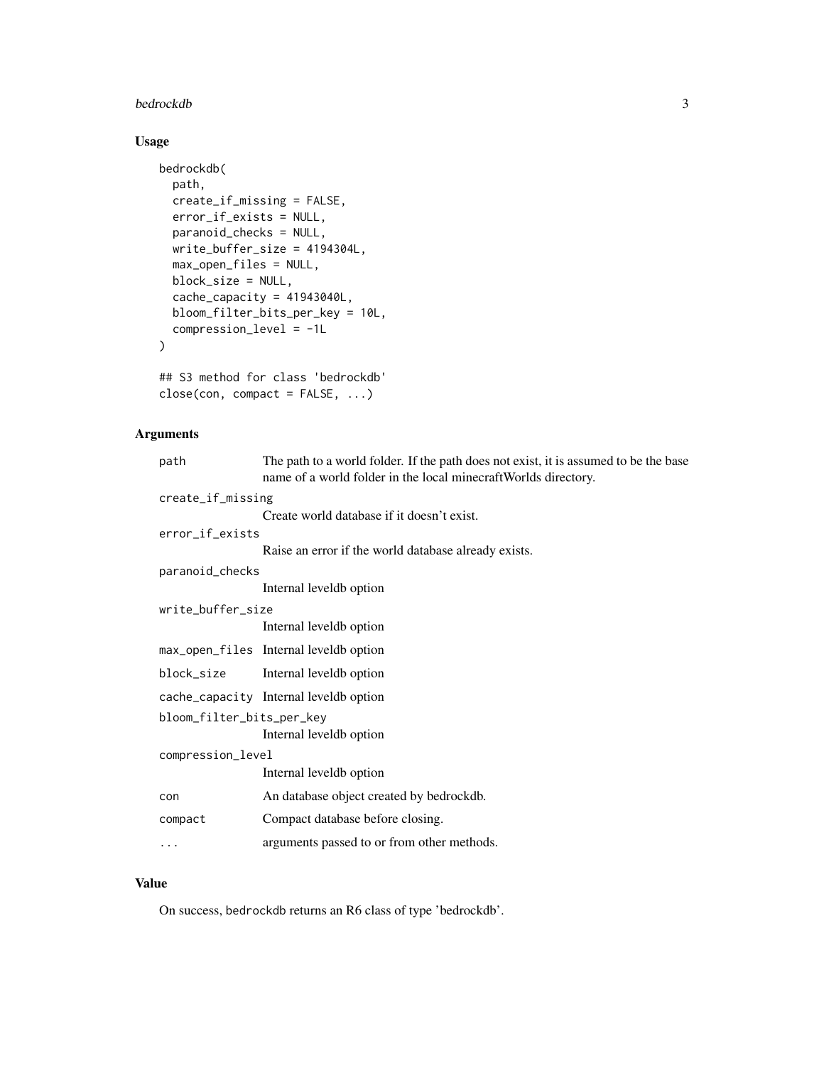### Usage

```
bedrockdb(
  path,
  create_if_missing = FALSE,
  error_if_exists = NULL,
  paranoid_checks = NULL,
  write_buffer_size = 4194304L,
  max_open_files = NULL,
  block_size = NULL,
  cache_capacity = 41943040L,
  bloom_filter_bits_per_key = 10L,
  compression_level = -1L
)

## S3 method for class 'bedrockdb'
close(con, compact = FALSE, ...)
```

### Arguments

| | |
|---|---|
| `path` | The path to a world folder. If the path does not exist, it is assumed to be the base name of a world folder in the local minecraftWorlds directory. |
| `create_if_missing` | Create world database if it doesn't exist. |
| `error_if_exists` | Raise an error if the world database already exists. |
| `paranoid_checks` | Internal leveldb option |
| `write_buffer_size` | Internal leveldb option |
| `max_open_files` | Internal leveldb option |
| `block_size` | Internal leveldb option |
| `cache_capacity` | Internal leveldb option |
| `bloom_filter_bits_per_key` | Internal leveldb option |
| `compression_level` | Internal leveldb option |
| `con` | An database object created by bedrockdb. |
| `compact` | Compact database before closing. |
| `...` | arguments passed to or from other methods. |

### Value

On success, `bedrockdb` returns an R6 class of type 'bedrockdb'.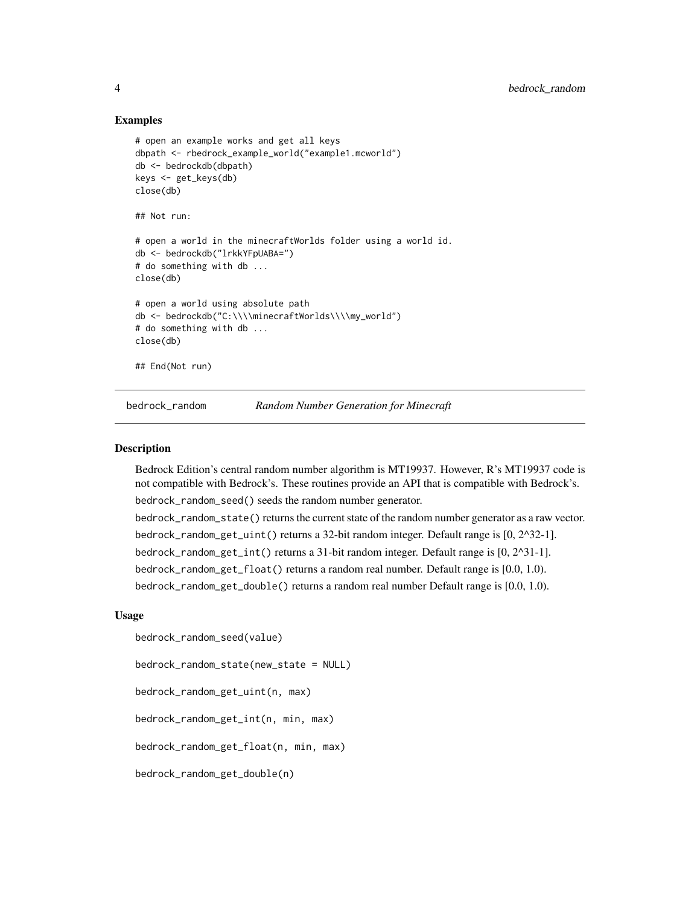### Examples

```
# open an example works and get all keys
dbpath <- rbedrock_example_world("example1.mcworld")
db <- bedrockdb(dbpath)
keys <- get_keys(db)
close(db)

## Not run:

# open a world in the minecraftWorlds folder using a world id.
db <- bedrockdb("lrkkYFpUABA=")
# do something with db ...
close(db)

# open a world using absolute path
db <- bedrockdb("C:\\\\minecraftWorlds\\\\my_world")
# do something with db ...
close(db)

## End(Not run)
```

## bedrock_random    *Random Number Generation for Minecraft*

### Description

Bedrock Edition's central random number algorithm is MT19937. However, R's MT19937 code is not compatible with Bedrock's. These routines provide an API that is compatible with Bedrock's.

`bedrock_random_seed()` seeds the random number generator.

`bedrock_random_state()` returns the current state of the random number generator as a raw vector.

`bedrock_random_get_uint()` returns a 32-bit random integer. Default range is [0, 2^32-1].

`bedrock_random_get_int()` returns a 31-bit random integer. Default range is [0, 2^31-1].

`bedrock_random_get_float()` returns a random real number. Default range is [0.0, 1.0).

`bedrock_random_get_double()` returns a random real number Default range is [0.0, 1.0).

### Usage

```
bedrock_random_seed(value)

bedrock_random_state(new_state = NULL)

bedrock_random_get_uint(n, max)

bedrock_random_get_int(n, min, max)

bedrock_random_get_float(n, min, max)

bedrock_random_get_double(n)
```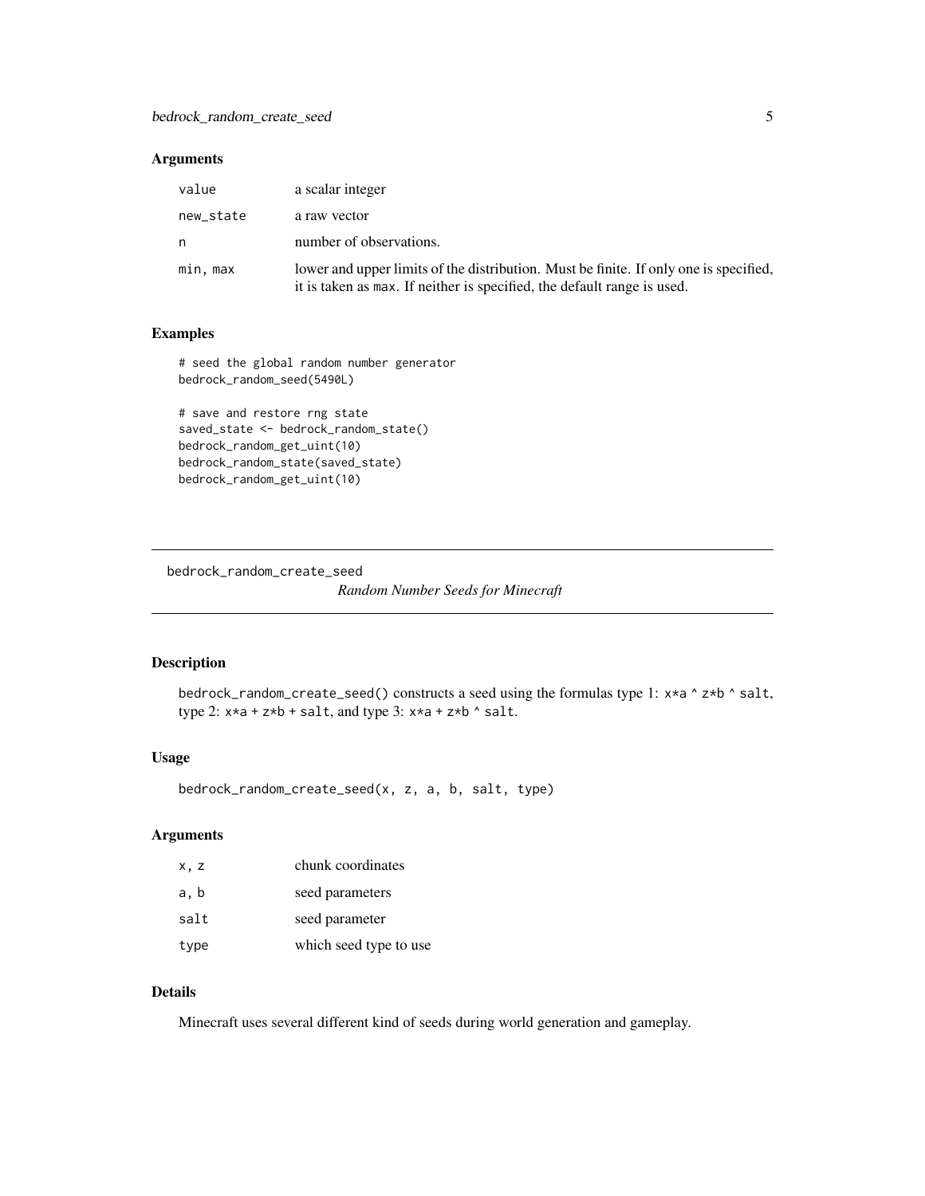### Arguments

| | |
|---|---|
| value | a scalar integer |
| new_state | a raw vector |
| n | number of observations. |
| min, max | lower and upper limits of the distribution. Must be finite. If only one is specified, it is taken as max. If neither is specified, the default range is used. |

### Examples

```
# seed the global random number generator
bedrock_random_seed(5490L)

# save and restore rng state
saved_state <- bedrock_random_state()
bedrock_random_get_uint(10)
bedrock_random_state(saved_state)
bedrock_random_get_uint(10)
```

---

## bedrock_random_create_seed

*Random Number Seeds for Minecraft*

---

### Description

bedrock_random_create_seed() constructs a seed using the formulas type 1: x*a ^ z*b ^ salt, type 2: x*a + z*b + salt, and type 3: x*a + z*b ^ salt.

### Usage

```
bedrock_random_create_seed(x, z, a, b, salt, type)
```

### Arguments

| | |
|---|---|
| x, z | chunk coordinates |
| a, b | seed parameters |
| salt | seed parameter |
| type | which seed type to use |

### Details

Minecraft uses several different kind of seeds during world generation and gameplay.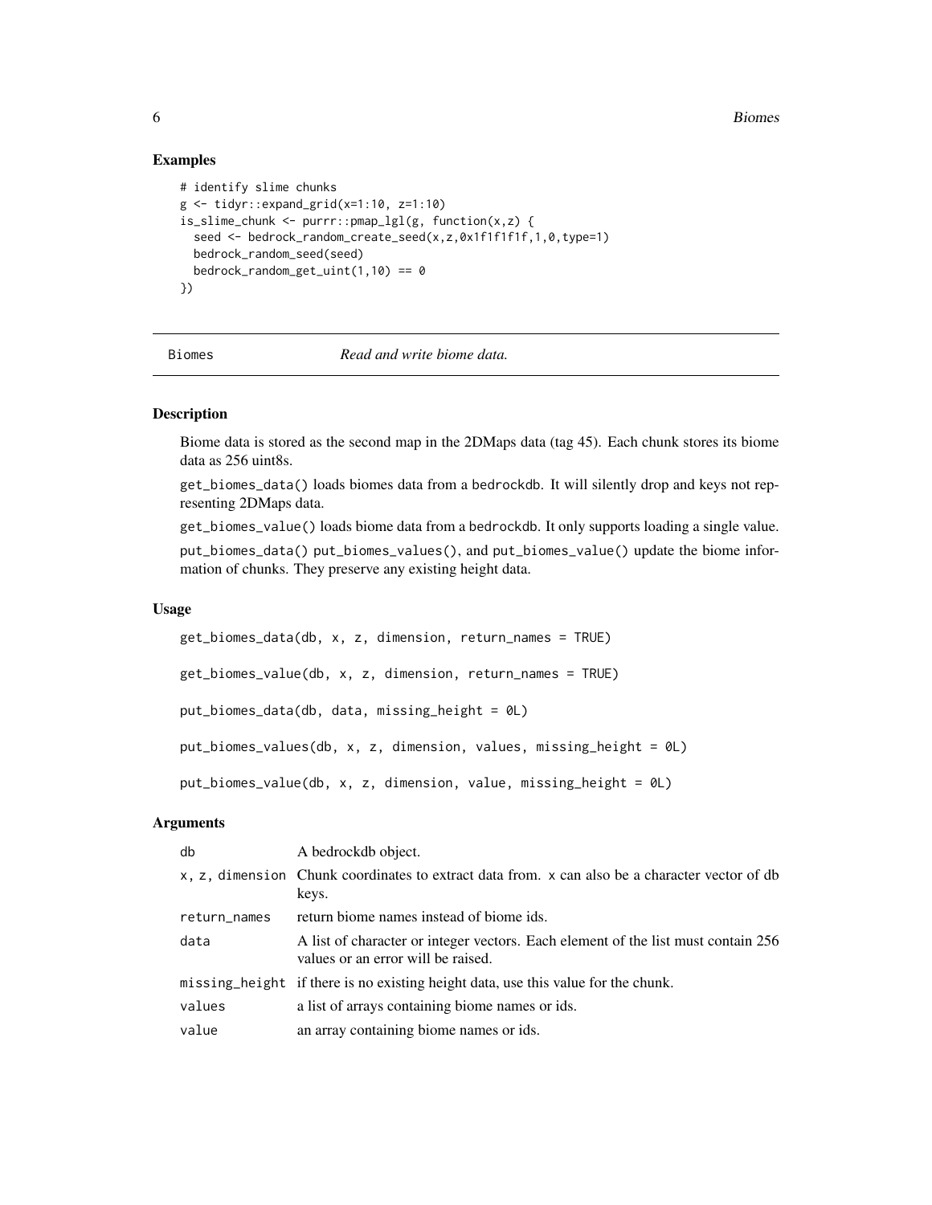## Examples

```
# identify slime chunks
g <- tidyr::expand_grid(x=1:10, z=1:10)
is_slime_chunk <- purrr::pmap_lgl(g, function(x,z) {
  seed <- bedrock_random_create_seed(x,z,0x1f1f1f1f,1,0,type=1)
  bedrock_random_seed(seed)
  bedrock_random_get_uint(1,10) == 0
})
```

---

# Biomes — *Read and write biome data.*

## Description

Biome data is stored as the second map in the 2DMaps data (tag 45). Each chunk stores its biome data as 256 uint8s.

`get_biomes_data()` loads biomes data from a `bedrockdb`. It will silently drop and keys not representing 2DMaps data.

`get_biomes_value()` loads biome data from a `bedrockdb`. It only supports loading a single value.

`put_biomes_data()` `put_biomes_values()`, and `put_biomes_value()` update the biome information of chunks. They preserve any existing height data.

## Usage

```
get_biomes_data(db, x, z, dimension, return_names = TRUE)

get_biomes_value(db, x, z, dimension, return_names = TRUE)

put_biomes_data(db, data, missing_height = 0L)

put_biomes_values(db, x, z, dimension, values, missing_height = 0L)

put_biomes_value(db, x, z, dimension, value, missing_height = 0L)
```

## Arguments

| Argument | Description |
| --- | --- |
| `db` | A bedrockdb object. |
| `x, z, dimension` | Chunk coordinates to extract data from. `x` can also be a character vector of db keys. |
| `return_names` | return biome names instead of biome ids. |
| `data` | A list of character or integer vectors. Each element of the list must contain 256 values or an error will be raised. |
| `missing_height` | if there is no existing height data, use this value for the chunk. |
| `values` | a list of arrays containing biome names or ids. |
| `value` | an array containing biome names or ids. |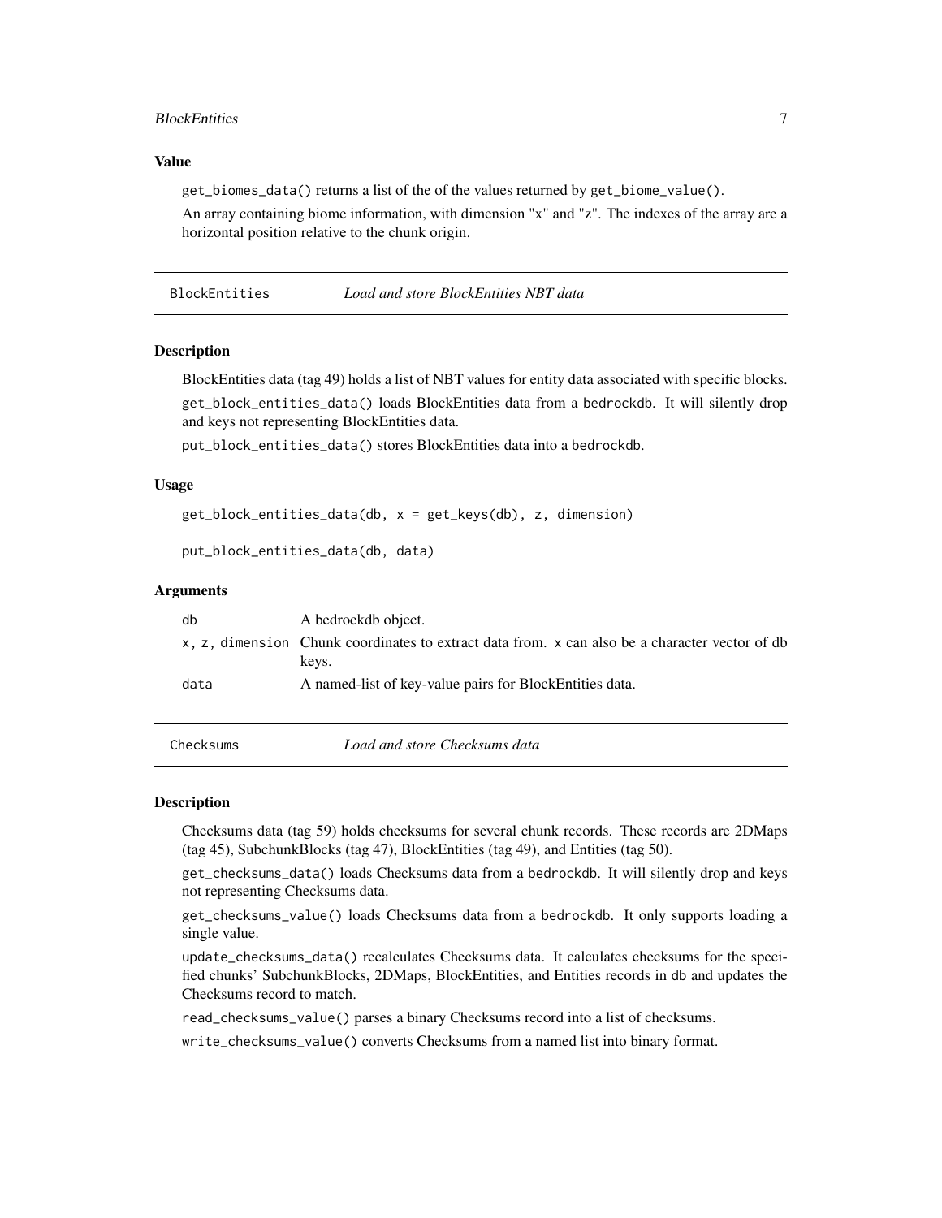### Value

`get_biomes_data()` returns a list of the of the values returned by `get_biome_value()`.

An array containing biome information, with dimension "x" and "z". The indexes of the array are a horizontal position relative to the chunk origin.

---

## BlockEntities — *Load and store BlockEntities NBT data*

### Description

BlockEntities data (tag 49) holds a list of NBT values for entity data associated with specific blocks.

`get_block_entities_data()` loads BlockEntities data from a `bedrockdb`. It will silently drop and keys not representing BlockEntities data.

`put_block_entities_data()` stores BlockEntities data into a `bedrockdb`.

### Usage

```
get_block_entities_data(db, x = get_keys(db), z, dimension)

put_block_entities_data(db, data)
```

### Arguments

| | |
|---|---|
| `db` | A bedrockdb object. |
| `x, z, dimension` | Chunk coordinates to extract data from. `x` can also be a character vector of db keys. |
| `data` | A named-list of key-value pairs for BlockEntities data. |

---

## Checksums — *Load and store Checksums data*

### Description

Checksums data (tag 59) holds checksums for several chunk records. These records are 2DMaps (tag 45), SubchunkBlocks (tag 47), BlockEntities (tag 49), and Entities (tag 50).

`get_checksums_data()` loads Checksums data from a `bedrockdb`. It will silently drop and keys not representing Checksums data.

`get_checksums_value()` loads Checksums data from a `bedrockdb`. It only supports loading a single value.

`update_checksums_data()` recalculates Checksums data. It calculates checksums for the specified chunks' SubchunkBlocks, 2DMaps, BlockEntities, and Entities records in `db` and updates the Checksums record to match.

`read_checksums_value()` parses a binary Checksums record into a list of checksums.

`write_checksums_value()` converts Checksums from a named list into binary format.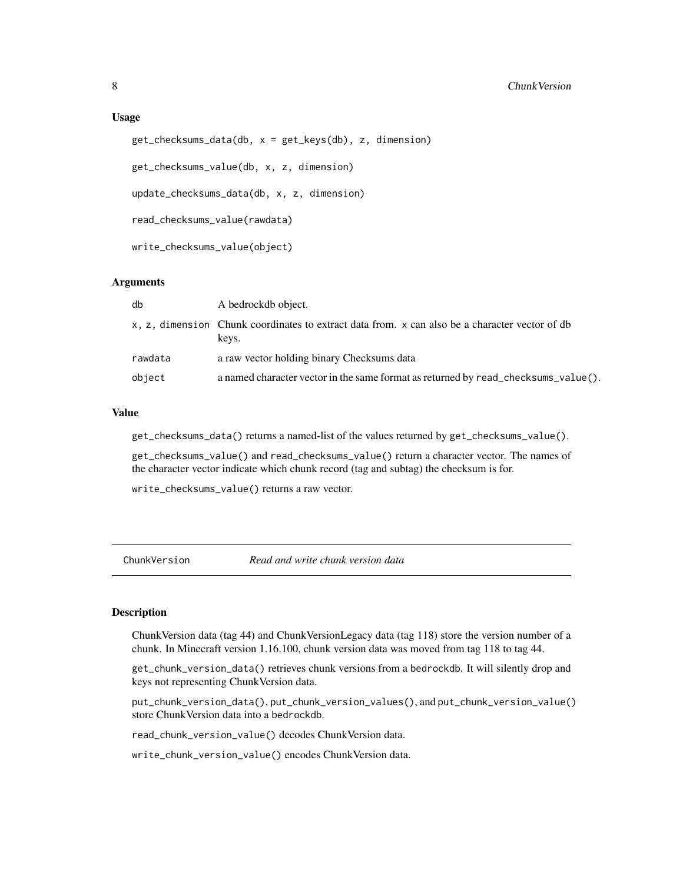### Usage

```
get_checksums_data(db, x = get_keys(db), z, dimension)

get_checksums_value(db, x, z, dimension)

update_checksums_data(db, x, z, dimension)

read_checksums_value(rawdata)

write_checksums_value(object)
```

### Arguments

| | |
|---|---|
| db | A bedrockdb object. |
| x, z, dimension | Chunk coordinates to extract data from. x can also be a character vector of db keys. |
| rawdata | a raw vector holding binary Checksums data |
| object | a named character vector in the same format as returned by read_checksums_value(). |

### Value

get_checksums_data() returns a named-list of the values returned by get_checksums_value().

get_checksums_value() and read_checksums_value() return a character vector. The names of the character vector indicate which chunk record (tag and subtag) the checksum is for.

write_checksums_value() returns a raw vector.

---

## ChunkVersion — *Read and write chunk version data*

### Description

ChunkVersion data (tag 44) and ChunkVersionLegacy data (tag 118) store the version number of a chunk. In Minecraft version 1.16.100, chunk version data was moved from tag 118 to tag 44.

get_chunk_version_data() retrieves chunk versions from a bedrockdb. It will silently drop and keys not representing ChunkVersion data.

put_chunk_version_data(), put_chunk_version_values(), and put_chunk_version_value() store ChunkVersion data into a bedrockdb.

read_chunk_version_value() decodes ChunkVersion data.

write_chunk_version_value() encodes ChunkVersion data.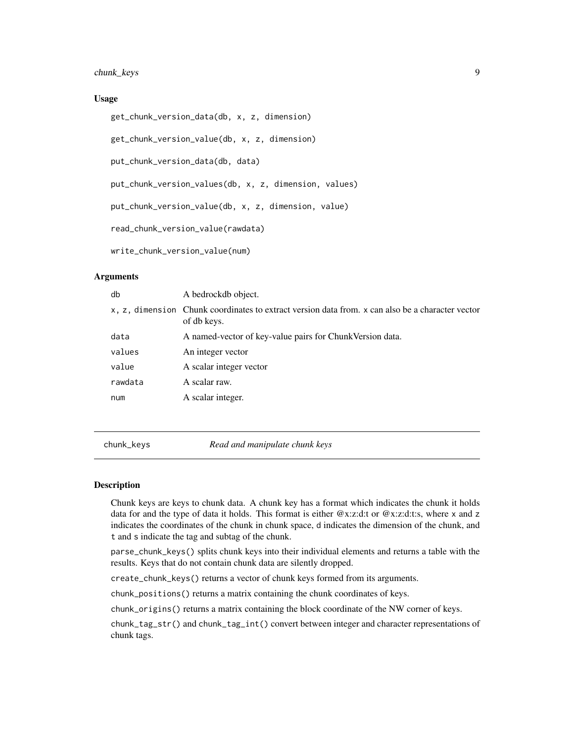### Usage

```
get_chunk_version_data(db, x, z, dimension)

get_chunk_version_value(db, x, z, dimension)

put_chunk_version_data(db, data)

put_chunk_version_values(db, x, z, dimension, values)

put_chunk_version_value(db, x, z, dimension, value)

read_chunk_version_value(rawdata)

write_chunk_version_value(num)
```

### Arguments

| | |
|---|---|
| `db` | A bedrockdb object. |
| `x, z, dimension` | Chunk coordinates to extract version data from. `x` can also be a character vector of db keys. |
| `data` | A named-vector of key-value pairs for ChunkVersion data. |
| `values` | An integer vector |
| `value` | A scalar integer vector |
| `rawdata` | A scalar raw. |
| `num` | A scalar integer. |

---

## chunk_keys — *Read and manipulate chunk keys*

---

### Description

Chunk keys are keys to chunk data. A chunk key has a format which indicates the chunk it holds data for and the type of data it holds. This format is either @x:z:d:t or @x:z:d:t:s, where x and z indicates the coordinates of the chunk in chunk space, d indicates the dimension of the chunk, and t and s indicate the tag and subtag of the chunk.

`parse_chunk_keys()` splits chunk keys into their individual elements and returns a table with the results. Keys that do not contain chunk data are silently dropped.

`create_chunk_keys()` returns a vector of chunk keys formed from its arguments.

`chunk_positions()` returns a matrix containing the chunk coordinates of keys.

`chunk_origins()` returns a matrix containing the block coordinate of the NW corner of keys.

`chunk_tag_str()` and `chunk_tag_int()` convert between integer and character representations of chunk tags.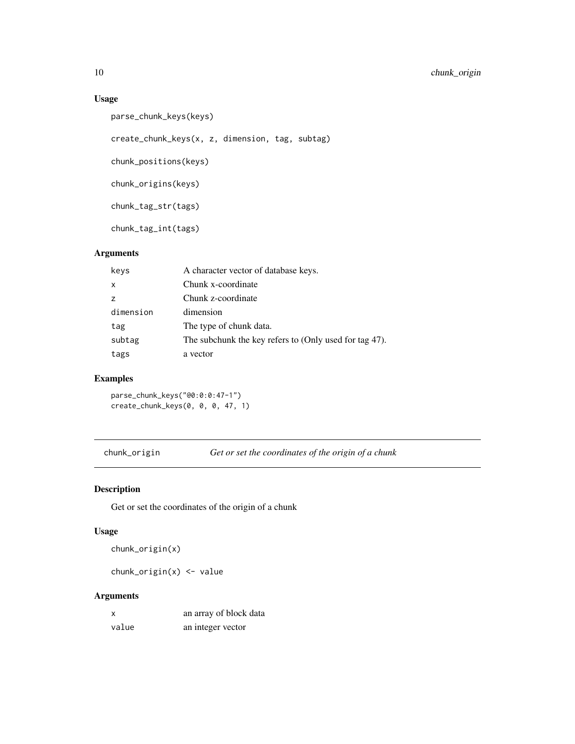## Usage

```
parse_chunk_keys(keys)

create_chunk_keys(x, z, dimension, tag, subtag)

chunk_positions(keys)

chunk_origins(keys)

chunk_tag_str(tags)

chunk_tag_int(tags)
```

## Arguments

| | |
|---|---|
| keys | A character vector of database keys. |
| x | Chunk x-coordinate |
| z | Chunk z-coordinate |
| dimension | dimension |
| tag | The type of chunk data. |
| subtag | The subchunk the key refers to (Only used for tag 47). |
| tags | a vector |

## Examples

```
parse_chunk_keys("@0:0:0:47-1")
create_chunk_keys(0, 0, 0, 47, 1)
```

---

# chunk_origin — *Get or set the coordinates of the origin of a chunk*

---

## Description

Get or set the coordinates of the origin of a chunk

## Usage

```
chunk_origin(x)

chunk_origin(x) <- value
```

## Arguments

| | |
|---|---|
| x | an array of block data |
| value | an integer vector |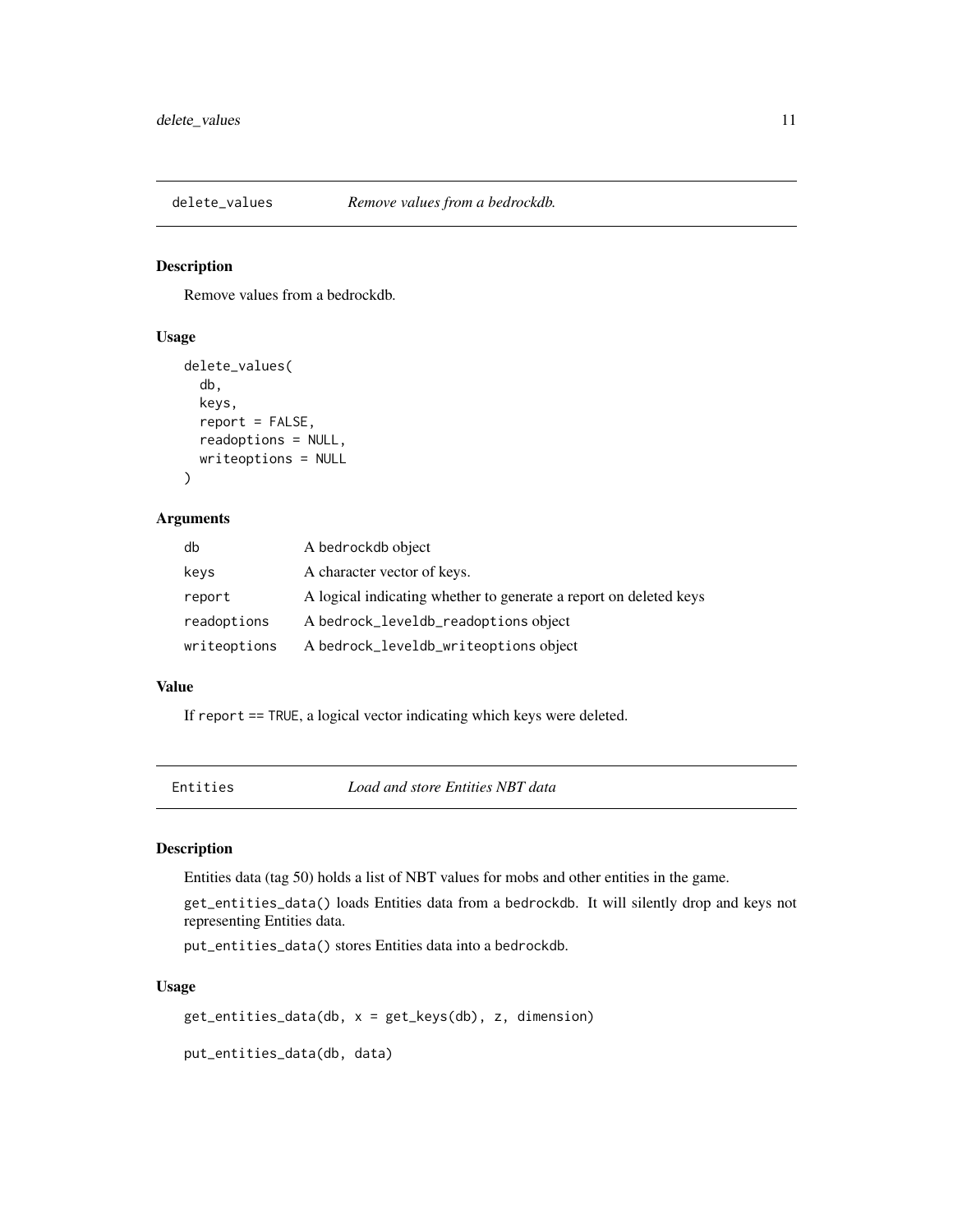## delete_values — *Remove values from a bedrockdb.*

### Description

Remove values from a bedrockdb.

### Usage

```
delete_values(
  db,
  keys,
  report = FALSE,
  readoptions = NULL,
  writeoptions = NULL
)
```

### Arguments

| | |
|---|---|
| db | A bedrockdb object |
| keys | A character vector of keys. |
| report | A logical indicating whether to generate a report on deleted keys |
| readoptions | A bedrock_leveldb_readoptions object |
| writeoptions | A bedrock_leveldb_writeoptions object |

### Value

If `report == TRUE`, a logical vector indicating which keys were deleted.

## Entities — *Load and store Entities NBT data*

### Description

Entities data (tag 50) holds a list of NBT values for mobs and other entities in the game.

`get_entities_data()` loads Entities data from a `bedrockdb`. It will silently drop and keys not representing Entities data.

`put_entities_data()` stores Entities data into a `bedrockdb`.

### Usage

```
get_entities_data(db, x = get_keys(db), z, dimension)

put_entities_data(db, data)
```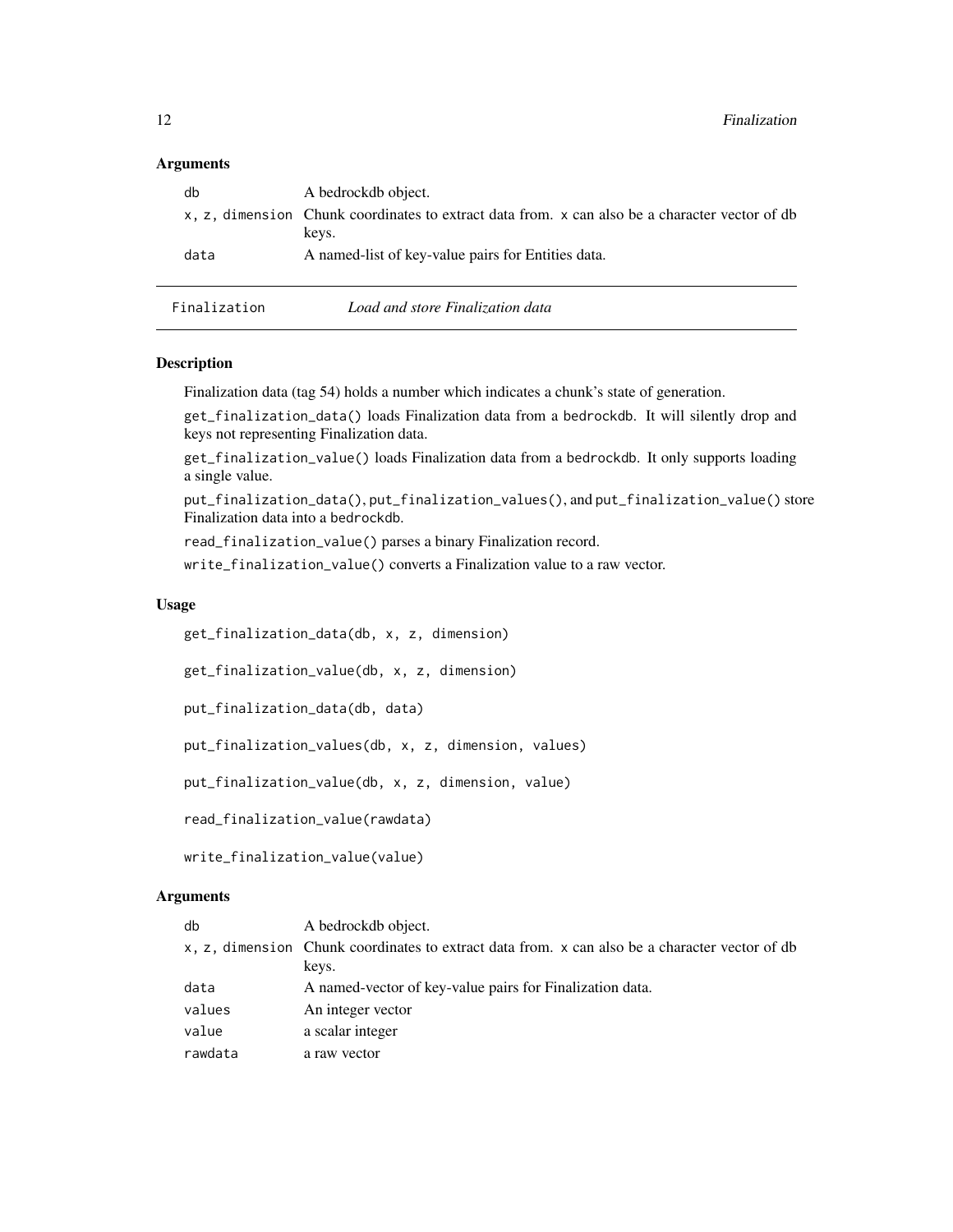### Arguments

| | |
|---|---|
| db | A bedrockdb object. |
| x, z, dimension | Chunk coordinates to extract data from. x can also be a character vector of db keys. |
| data | A named-list of key-value pairs for Entities data. |

---

## Finalization — *Load and store Finalization data*

### Description

Finalization data (tag 54) holds a number which indicates a chunk's state of generation.

`get_finalization_data()` loads Finalization data from a `bedrockdb`. It will silently drop and keys not representing Finalization data.

`get_finalization_value()` loads Finalization data from a `bedrockdb`. It only supports loading a single value.

`put_finalization_data()`, `put_finalization_values()`, and `put_finalization_value()` store Finalization data into a `bedrockdb`.

`read_finalization_value()` parses a binary Finalization record.

`write_finalization_value()` converts a Finalization value to a raw vector.

### Usage

```
get_finalization_data(db, x, z, dimension)

get_finalization_value(db, x, z, dimension)

put_finalization_data(db, data)

put_finalization_values(db, x, z, dimension, values)

put_finalization_value(db, x, z, dimension, value)

read_finalization_value(rawdata)

write_finalization_value(value)
```

### Arguments

| | |
|---|---|
| db | A bedrockdb object. |
| x, z, dimension | Chunk coordinates to extract data from. x can also be a character vector of db keys. |
| data | A named-vector of key-value pairs for Finalization data. |
| values | An integer vector |
| value | a scalar integer |
| rawdata | a raw vector |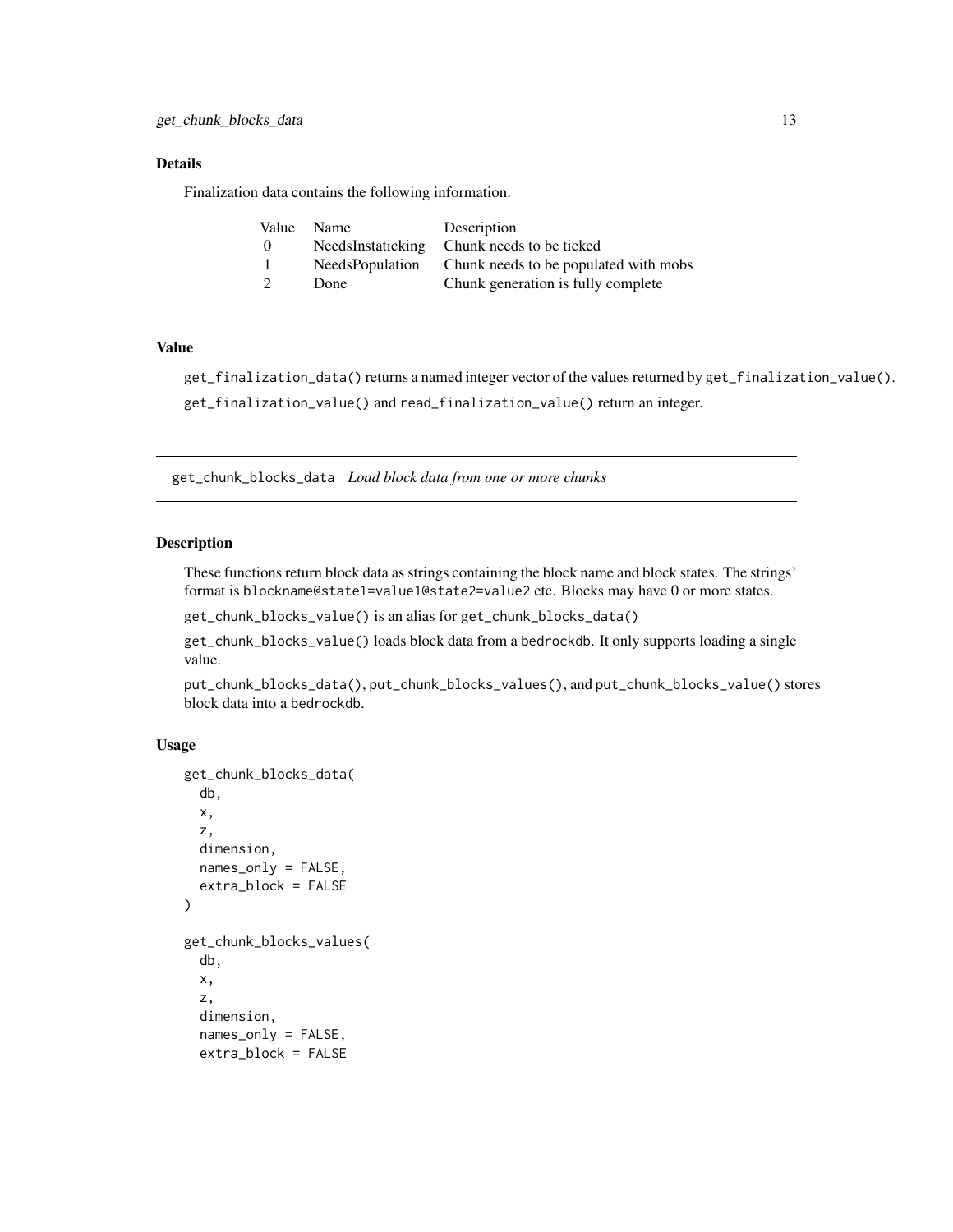### Details

Finalization data contains the following information.

| Value | Name | Description |
| --- | --- | --- |
| 0 | NeedsInstaticking | Chunk needs to be ticked |
| 1 | NeedsPopulation | Chunk needs to be populated with mobs |
| 2 | Done | Chunk generation is fully complete |

### Value

`get_finalization_data()` returns a named integer vector of the values returned by `get_finalization_value()`.

`get_finalization_value()` and `read_finalization_value()` return an integer.

---

## get_chunk_blocks_data *Load block data from one or more chunks*

---

### Description

These functions return block data as strings containing the block name and block states. The strings' format is `blockname@state1=value1@state2=value2` etc. Blocks may have 0 or more states.

`get_chunk_blocks_value()` is an alias for `get_chunk_blocks_data()`

`get_chunk_blocks_value()` loads block data from a `bedrockdb`. It only supports loading a single value.

`put_chunk_blocks_data()`, `put_chunk_blocks_values()`, and `put_chunk_blocks_value()` stores block data into a `bedrockdb`.

### Usage

```
get_chunk_blocks_data(
  db,
  x,
  z,
  dimension,
  names_only = FALSE,
  extra_block = FALSE
)

get_chunk_blocks_values(
  db,
  x,
  z,
  dimension,
  names_only = FALSE,
  extra_block = FALSE
```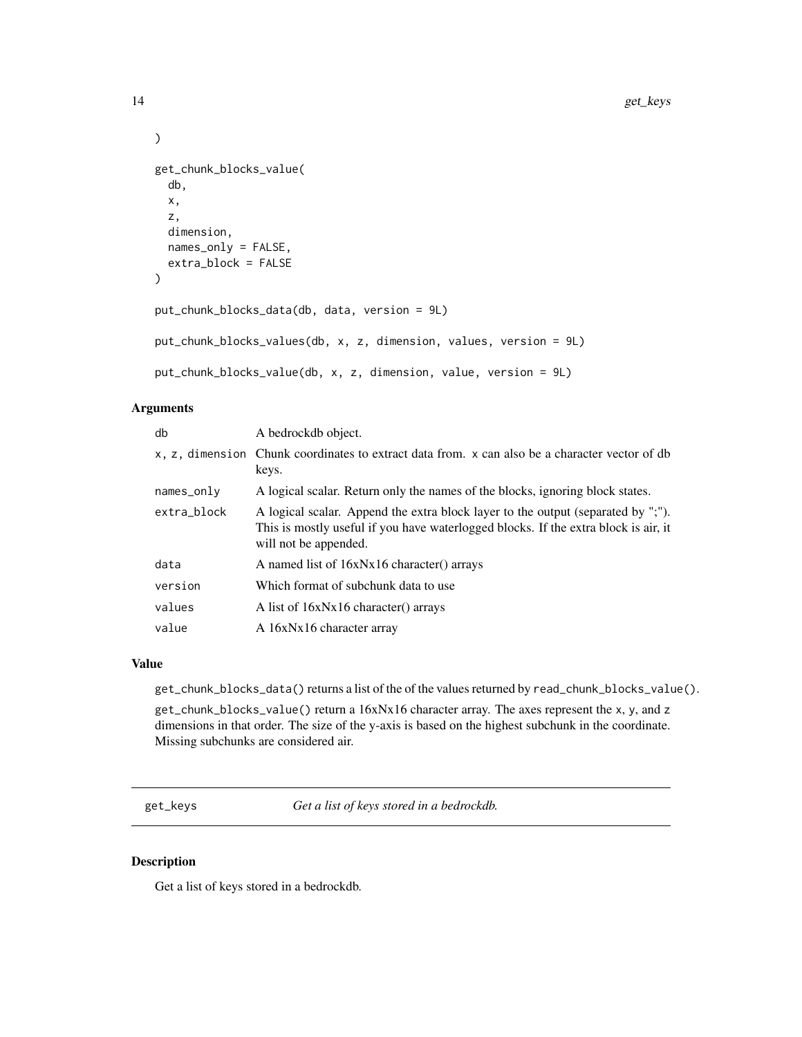```
)

get_chunk_blocks_value(
  db,
  x,
  z,
  dimension,
  names_only = FALSE,
  extra_block = FALSE
)

put_chunk_blocks_data(db, data, version = 9L)

put_chunk_blocks_values(db, x, z, dimension, values, version = 9L)

put_chunk_blocks_value(db, x, z, dimension, value, version = 9L)
```

### Arguments

| | |
|---|---|
| db | A bedrockdb object. |
| x, z, dimension | Chunk coordinates to extract data from. x can also be a character vector of db keys. |
| names_only | A logical scalar. Return only the names of the blocks, ignoring block states. |
| extra_block | A logical scalar. Append the extra block layer to the output (separated by ";"). This is mostly useful if you have waterlogged blocks. If the extra block is air, it will not be appended. |
| data | A named list of 16xNx16 character() arrays |
| version | Which format of subchunk data to use |
| values | A list of 16xNx16 character() arrays |
| value | A 16xNx16 character array |

### Value

`get_chunk_blocks_data()` returns a list of the of the values returned by `read_chunk_blocks_value()`.

`get_chunk_blocks_value()` return a 16xNx16 character array. The axes represent the x, y, and z dimensions in that order. The size of the y-axis is based on the highest subchunk in the coordinate. Missing subchunks are considered air.

---

## get_keys — *Get a list of keys stored in a bedrockdb.*

### Description

Get a list of keys stored in a bedrockdb.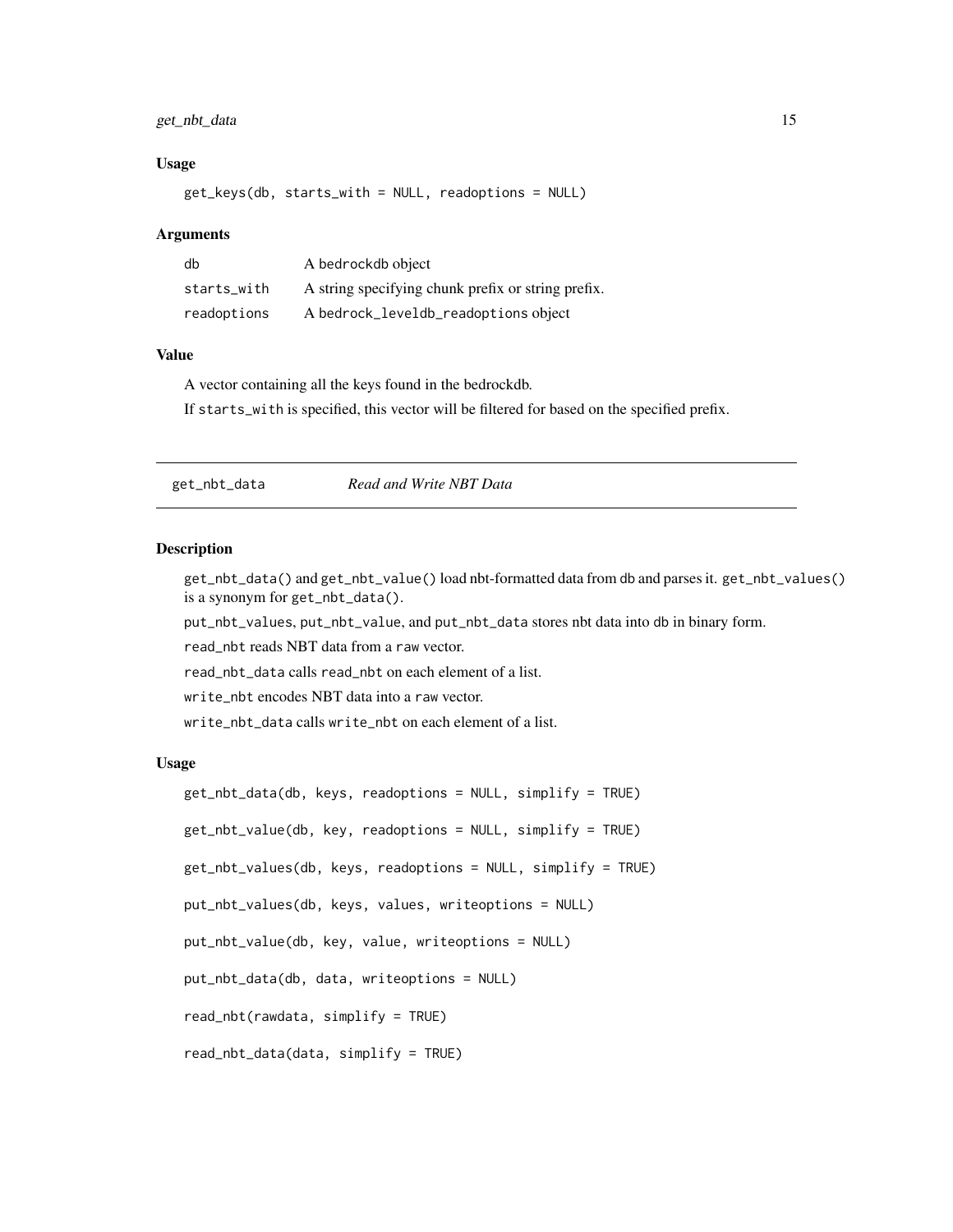### Usage

```
get_keys(db, starts_with = NULL, readoptions = NULL)
```

### Arguments

| | |
|---|---|
| db | A bedrockdb object |
| starts_with | A string specifying chunk prefix or string prefix. |
| readoptions | A bedrock_leveldb_readoptions object |

### Value

A vector containing all the keys found in the bedrockdb.

If starts_with is specified, this vector will be filtered for based on the specified prefix.

---

## get_nbt_data    *Read and Write NBT Data*

---

### Description

get_nbt_data() and get_nbt_value() load nbt-formatted data from db and parses it. get_nbt_values() is a synonym for get_nbt_data().

put_nbt_values, put_nbt_value, and put_nbt_data stores nbt data into db in binary form.

read_nbt reads NBT data from a raw vector.

read_nbt_data calls read_nbt on each element of a list.

write_nbt encodes NBT data into a raw vector.

write_nbt_data calls write_nbt on each element of a list.

### Usage

```
get_nbt_data(db, keys, readoptions = NULL, simplify = TRUE)

get_nbt_value(db, key, readoptions = NULL, simplify = TRUE)

get_nbt_values(db, keys, readoptions = NULL, simplify = TRUE)

put_nbt_values(db, keys, values, writeoptions = NULL)

put_nbt_value(db, key, value, writeoptions = NULL)

put_nbt_data(db, data, writeoptions = NULL)

read_nbt(rawdata, simplify = TRUE)

read_nbt_data(data, simplify = TRUE)
```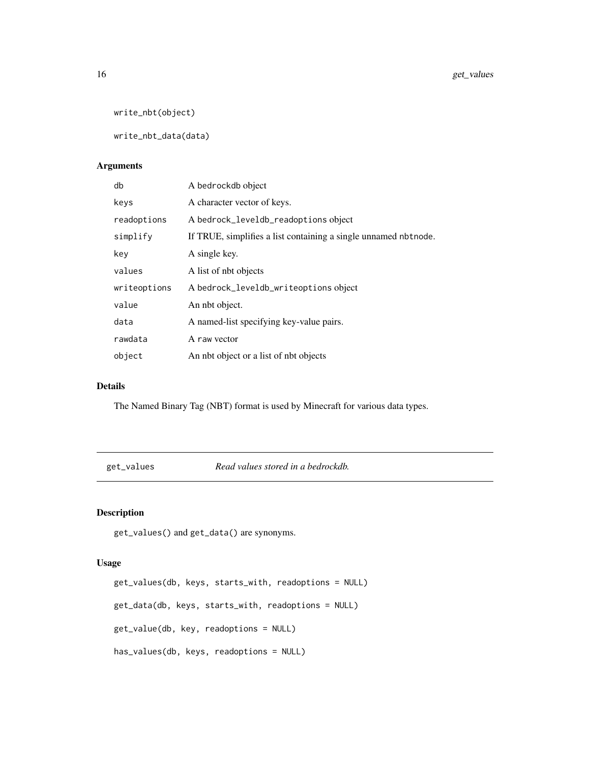```
write_nbt(object)

write_nbt_data(data)
```

### Arguments

| | |
|---|---|
| db | A bedrockdb object |
| keys | A character vector of keys. |
| readoptions | A bedrock_leveldb_readoptions object |
| simplify | If TRUE, simplifies a list containing a single unnamed nbtnode. |
| key | A single key. |
| values | A list of nbt objects |
| writeoptions | A bedrock_leveldb_writeoptions object |
| value | An nbt object. |
| data | A named-list specifying key-value pairs. |
| rawdata | A raw vector |
| object | An nbt object or a list of nbt objects |

### Details

The Named Binary Tag (NBT) format is used by Minecraft for various data types.

---

## get_values — *Read values stored in a bedrockdb.*

---

### Description

get_values() and get_data() are synonyms.

### Usage

```
get_values(db, keys, starts_with, readoptions = NULL)

get_data(db, keys, starts_with, readoptions = NULL)

get_value(db, key, readoptions = NULL)

has_values(db, keys, readoptions = NULL)
```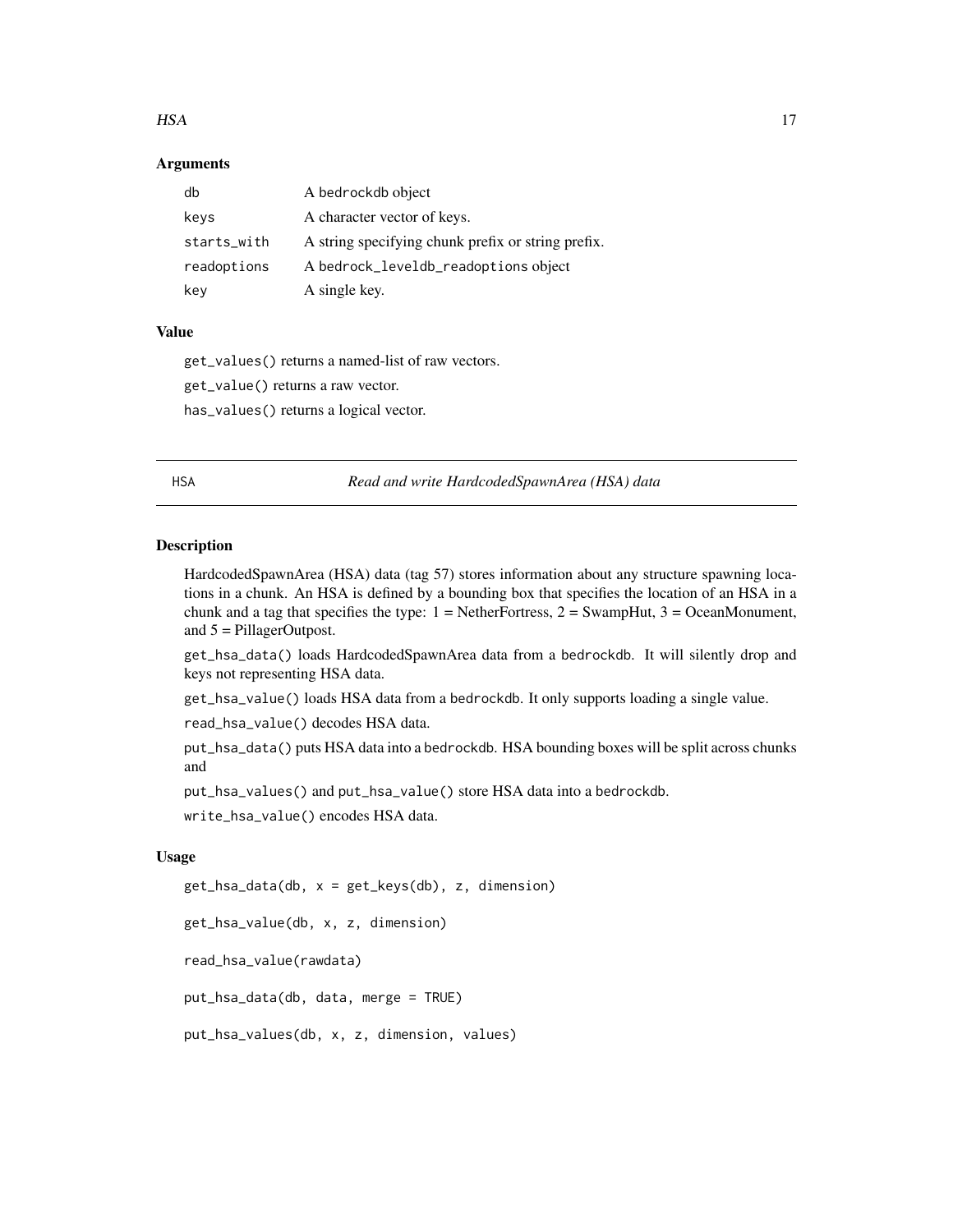### Arguments

| | |
|---|---|
| db | A bedrockdb object |
| keys | A character vector of keys. |
| starts_with | A string specifying chunk prefix or string prefix. |
| readoptions | A bedrock_leveldb_readoptions object |
| key | A single key. |

### Value

get_values() returns a named-list of raw vectors.

get_value() returns a raw vector.

has_values() returns a logical vector.

---

## HSA — *Read and write HardcodedSpawnArea (HSA) data*

### Description

HardcodedSpawnArea (HSA) data (tag 57) stores information about any structure spawning locations in a chunk. An HSA is defined by a bounding box that specifies the location of an HSA in a chunk and a tag that specifies the type: 1 = NetherFortress, 2 = SwampHut, 3 = OceanMonument, and 5 = PillagerOutpost.

get_hsa_data() loads HardcodedSpawnArea data from a bedrockdb. It will silently drop and keys not representing HSA data.

get_hsa_value() loads HSA data from a bedrockdb. It only supports loading a single value.

read_hsa_value() decodes HSA data.

put_hsa_data() puts HSA data into a bedrockdb. HSA bounding boxes will be split across chunks and

put_hsa_values() and put_hsa_value() store HSA data into a bedrockdb.

write_hsa_value() encodes HSA data.

### Usage

```
get_hsa_data(db, x = get_keys(db), z, dimension)

get_hsa_value(db, x, z, dimension)

read_hsa_value(rawdata)

put_hsa_data(db, data, merge = TRUE)

put_hsa_values(db, x, z, dimension, values)
```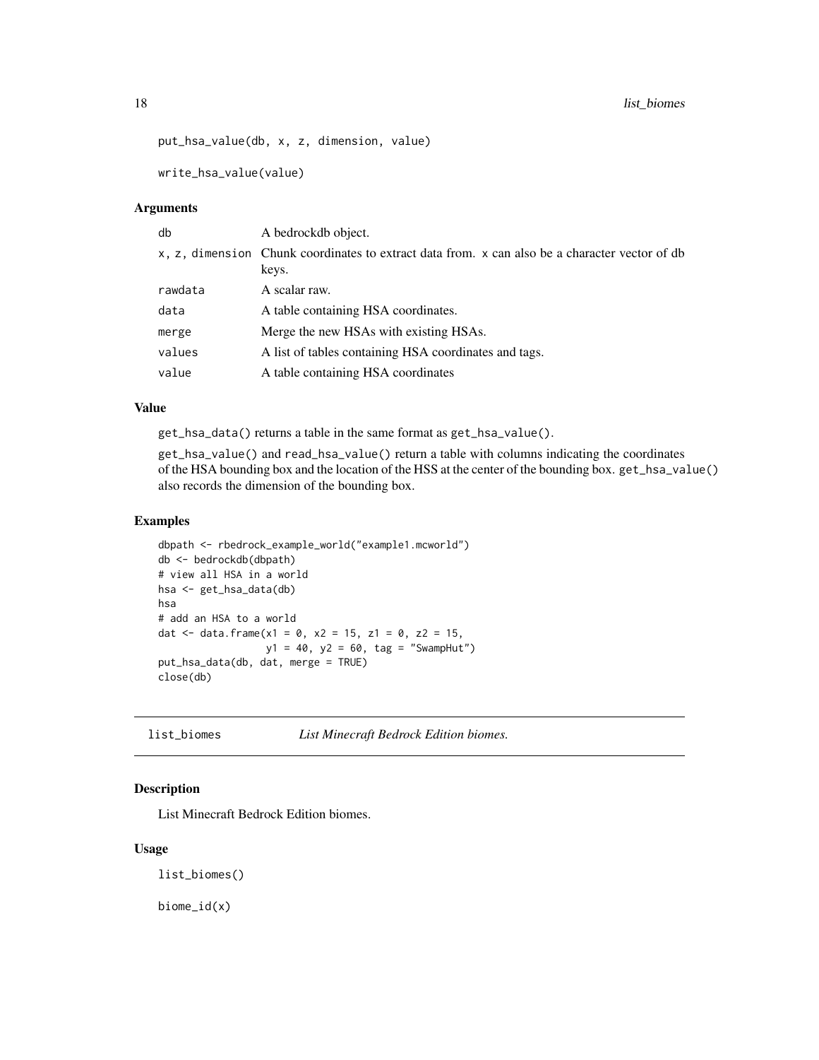```
put_hsa_value(db, x, z, dimension, value)

write_hsa_value(value)
```

### Arguments

| | |
|---|---|
| db | A bedrockdb object. |
| x, z, dimension | Chunk coordinates to extract data from. x can also be a character vector of db keys. |
| rawdata | A scalar raw. |
| data | A table containing HSA coordinates. |
| merge | Merge the new HSAs with existing HSAs. |
| values | A list of tables containing HSA coordinates and tags. |
| value | A table containing HSA coordinates |

### Value

get_hsa_data() returns a table in the same format as get_hsa_value().

get_hsa_value() and read_hsa_value() return a table with columns indicating the coordinates of the HSA bounding box and the location of the HSS at the center of the bounding box. get_hsa_value() also records the dimension of the bounding box.

### Examples

```
dbpath <- rbedrock_example_world("example1.mcworld")
db <- bedrockdb(dbpath)
# view all HSA in a world
hsa <- get_hsa_data(db)
hsa
# add an HSA to a world
dat <- data.frame(x1 = 0, x2 = 15, z1 = 0, z2 = 15,
                  y1 = 40, y2 = 60, tag = "SwampHut")
put_hsa_data(db, dat, merge = TRUE)
close(db)
```

---

## list_biomes — *List Minecraft Bedrock Edition biomes.*

### Description

List Minecraft Bedrock Edition biomes.

### Usage

```
list_biomes()

biome_id(x)
```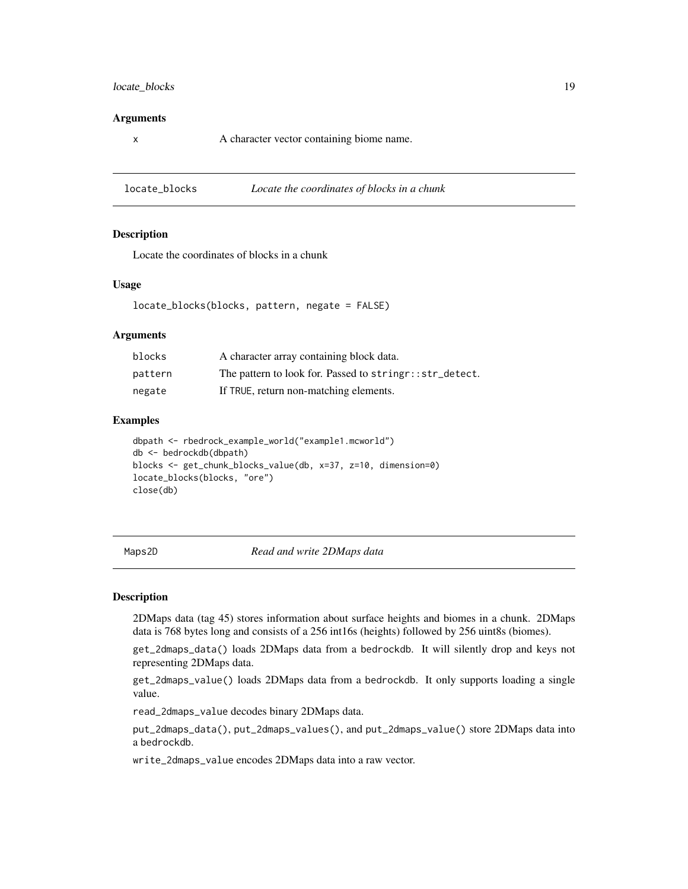### Arguments

| | |
|---|---|
| x | A character vector containing biome name. |

## locate_blocks    *Locate the coordinates of blocks in a chunk*

### Description

Locate the coordinates of blocks in a chunk

### Usage

```
locate_blocks(blocks, pattern, negate = FALSE)
```

### Arguments

| | |
|---|---|
| blocks | A character array containing block data. |
| pattern | The pattern to look for. Passed to `stringr::str_detect`. |
| negate | If `TRUE`, return non-matching elements. |

### Examples

```
dbpath <- rbedrock_example_world("example1.mcworld")
db <- bedrockdb(dbpath)
blocks <- get_chunk_blocks_value(db, x=37, z=10, dimension=0)
locate_blocks(blocks, "ore")
close(db)
```

## Maps2D    *Read and write 2DMaps data*

### Description

2DMaps data (tag 45) stores information about surface heights and biomes in a chunk. 2DMaps data is 768 bytes long and consists of a 256 int16s (heights) followed by 256 uint8s (biomes).

`get_2dmaps_data()` loads 2DMaps data from a `bedrockdb`. It will silently drop and keys not representing 2DMaps data.

`get_2dmaps_value()` loads 2DMaps data from a `bedrockdb`. It only supports loading a single value.

`read_2dmaps_value` decodes binary 2DMaps data.

`put_2dmaps_data()`, `put_2dmaps_values()`, and `put_2dmaps_value()` store 2DMaps data into a `bedrockdb`.

`write_2dmaps_value` encodes 2DMaps data into a raw vector.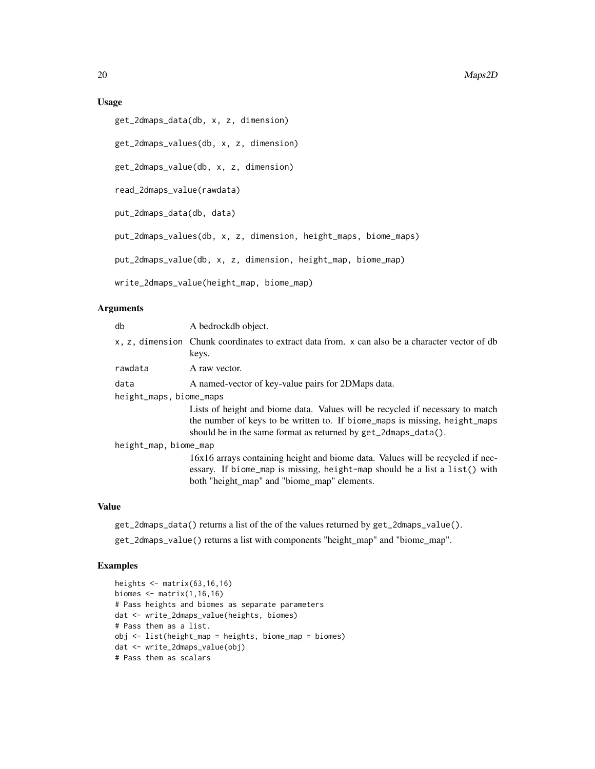## Usage

```
get_2dmaps_data(db, x, z, dimension)

get_2dmaps_values(db, x, z, dimension)

get_2dmaps_value(db, x, z, dimension)

read_2dmaps_value(rawdata)

put_2dmaps_data(db, data)

put_2dmaps_values(db, x, z, dimension, height_maps, biome_maps)

put_2dmaps_value(db, x, z, dimension, height_map, biome_map)

write_2dmaps_value(height_map, biome_map)
```

## Arguments

| | |
|---|---|
| db | A bedrockdb object. |
| x, z, dimension | Chunk coordinates to extract data from. x can also be a character vector of db keys. |
| rawdata | A raw vector. |
| data | A named-vector of key-value pairs for 2DMaps data. |
| height_maps, biome_maps | Lists of height and biome data. Values will be recycled if necessary to match the number of keys to be written to. If biome_maps is missing, height_maps should be in the same format as returned by get_2dmaps_data(). |
| height_map, biome_map | 16x16 arrays containing height and biome data. Values will be recycled if necessary. If biome_map is missing, height-map should be a list a list() with both "height_map" and "biome_map" elements. |

## Value

get_2dmaps_data() returns a list of the of the values returned by get_2dmaps_value().

get_2dmaps_value() returns a list with components "height_map" and "biome_map".

## Examples

```
heights <- matrix(63,16,16)
biomes <- matrix(1,16,16)
# Pass heights and biomes as separate parameters
dat <- write_2dmaps_value(heights, biomes)
# Pass them as a list.
obj <- list(height_map = heights, biome_map = biomes)
dat <- write_2dmaps_value(obj)
# Pass them as scalars
```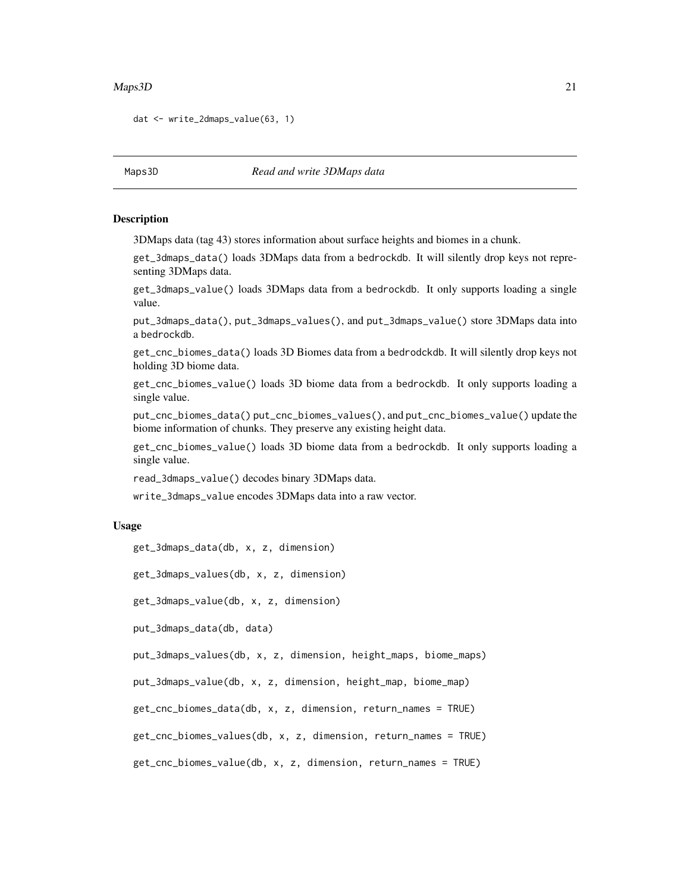```
dat <- write_2dmaps_value(63, 1)
```

---

## Maps3D — *Read and write 3DMaps data*

### Description

3DMaps data (tag 43) stores information about surface heights and biomes in a chunk.

`get_3dmaps_data()` loads 3DMaps data from a `bedrockdb`. It will silently drop keys not representing 3DMaps data.

`get_3dmaps_value()` loads 3DMaps data from a `bedrockdb`. It only supports loading a single value.

`put_3dmaps_data()`, `put_3dmaps_values()`, and `put_3dmaps_value()` store 3DMaps data into a `bedrockdb`.

`get_cnc_biomes_data()` loads 3D Biomes data from a `bedrodckdb`. It will silently drop keys not holding 3D biome data.

`get_cnc_biomes_value()` loads 3D biome data from a `bedrockdb`. It only supports loading a single value.

`put_cnc_biomes_data()` `put_cnc_biomes_values()`, and `put_cnc_biomes_value()` update the biome information of chunks. They preserve any existing height data.

`get_cnc_biomes_value()` loads 3D biome data from a `bedrockdb`. It only supports loading a single value.

`read_3dmaps_value()` decodes binary 3DMaps data.

`write_3dmaps_value` encodes 3DMaps data into a raw vector.

### Usage

```
get_3dmaps_data(db, x, z, dimension)

get_3dmaps_values(db, x, z, dimension)

get_3dmaps_value(db, x, z, dimension)

put_3dmaps_data(db, data)

put_3dmaps_values(db, x, z, dimension, height_maps, biome_maps)

put_3dmaps_value(db, x, z, dimension, height_map, biome_map)

get_cnc_biomes_data(db, x, z, dimension, return_names = TRUE)

get_cnc_biomes_values(db, x, z, dimension, return_names = TRUE)

get_cnc_biomes_value(db, x, z, dimension, return_names = TRUE)
```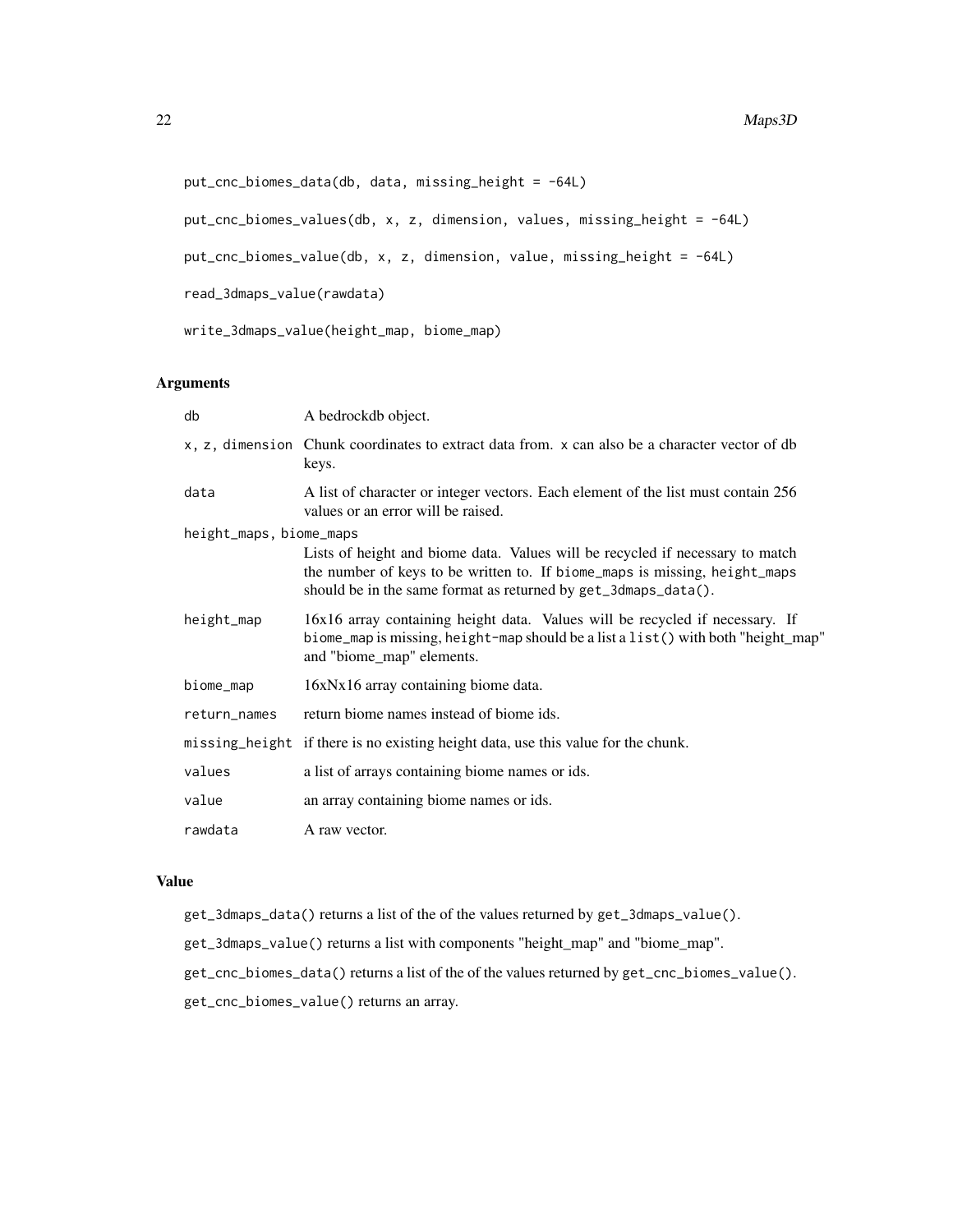```
put_cnc_biomes_data(db, data, missing_height = -64L)

put_cnc_biomes_values(db, x, z, dimension, values, missing_height = -64L)

put_cnc_biomes_value(db, x, z, dimension, value, missing_height = -64L)

read_3dmaps_value(rawdata)

write_3dmaps_value(height_map, biome_map)
```

## Arguments

| | |
|---|---|
| `db` | A bedrockdb object. |
| `x, z, dimension` | Chunk coordinates to extract data from. `x` can also be a character vector of db keys. |
| `data` | A list of character or integer vectors. Each element of the list must contain 256 values or an error will be raised. |
| `height_maps, biome_maps` | Lists of height and biome data. Values will be recycled if necessary to match the number of keys to be written to. If `biome_maps` is missing, `height_maps` should be in the same format as returned by `get_3dmaps_data()`. |
| `height_map` | 16x16 array containing height data. Values will be recycled if necessary. If `biome_map` is missing, `height-map` should be a list a `list()` with both "height_map" and "biome_map" elements. |
| `biome_map` | 16xNx16 array containing biome data. |
| `return_names` | return biome names instead of biome ids. |
| `missing_height` | if there is no existing height data, use this value for the chunk. |
| `values` | a list of arrays containing biome names or ids. |
| `value` | an array containing biome names or ids. |
| `rawdata` | A raw vector. |

## Value

`get_3dmaps_data()` returns a list of the of the values returned by `get_3dmaps_value()`.

`get_3dmaps_value()` returns a list with components "height_map" and "biome_map".

`get_cnc_biomes_data()` returns a list of the of the values returned by `get_cnc_biomes_value()`.

`get_cnc_biomes_value()` returns an array.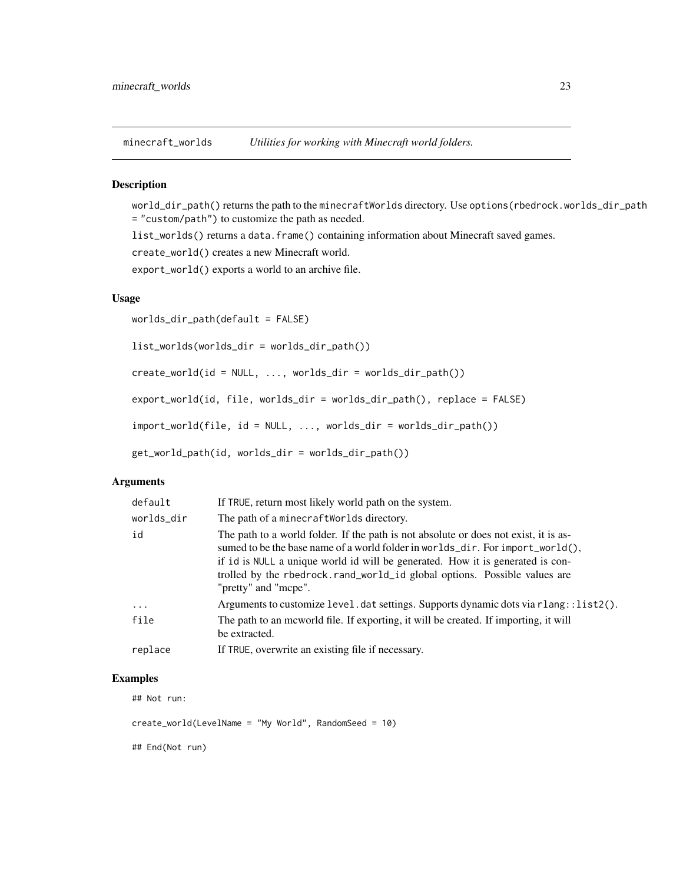## minecraft_worlds *Utilities for working with Minecraft world folders.*

### Description

`world_dir_path()` returns the path to the `minecraftWorlds` directory. Use `options(rbedrock.worlds_dir_path = "custom/path")` to customize the path as needed.

`list_worlds()` returns a `data.frame()` containing information about Minecraft saved games.

`create_world()` creates a new Minecraft world.

`export_world()` exports a world to an archive file.

### Usage

```
worlds_dir_path(default = FALSE)

list_worlds(worlds_dir = worlds_dir_path())

create_world(id = NULL, ..., worlds_dir = worlds_dir_path())

export_world(id, file, worlds_dir = worlds_dir_path(), replace = FALSE)

import_world(file, id = NULL, ..., worlds_dir = worlds_dir_path())

get_world_path(id, worlds_dir = worlds_dir_path())
```

### Arguments

| | |
|---|---|
| `default` | If `TRUE`, return most likely world path on the system. |
| `worlds_dir` | The path of a `minecraftWorlds` directory. |
| `id` | The path to a world folder. If the path is not absolute or does not exist, it is assumed to be the base name of a world folder in `worlds_dir`. For `import_world()`, if `id` is `NULL` a unique world id will be generated. How it is generated is controlled by the `rbedrock.rand_world_id` global options. Possible values are "pretty" and "mcpe". |
| `...` | Arguments to customize `level.dat` settings. Supports dynamic dots via `rlang::list2()`. |
| `file` | The path to an mcworld file. If exporting, it will be created. If importing, it will be extracted. |
| `replace` | If `TRUE`, overwrite an existing file if necessary. |

### Examples

```
## Not run:

create_world(LevelName = "My World", RandomSeed = 10)

## End(Not run)
```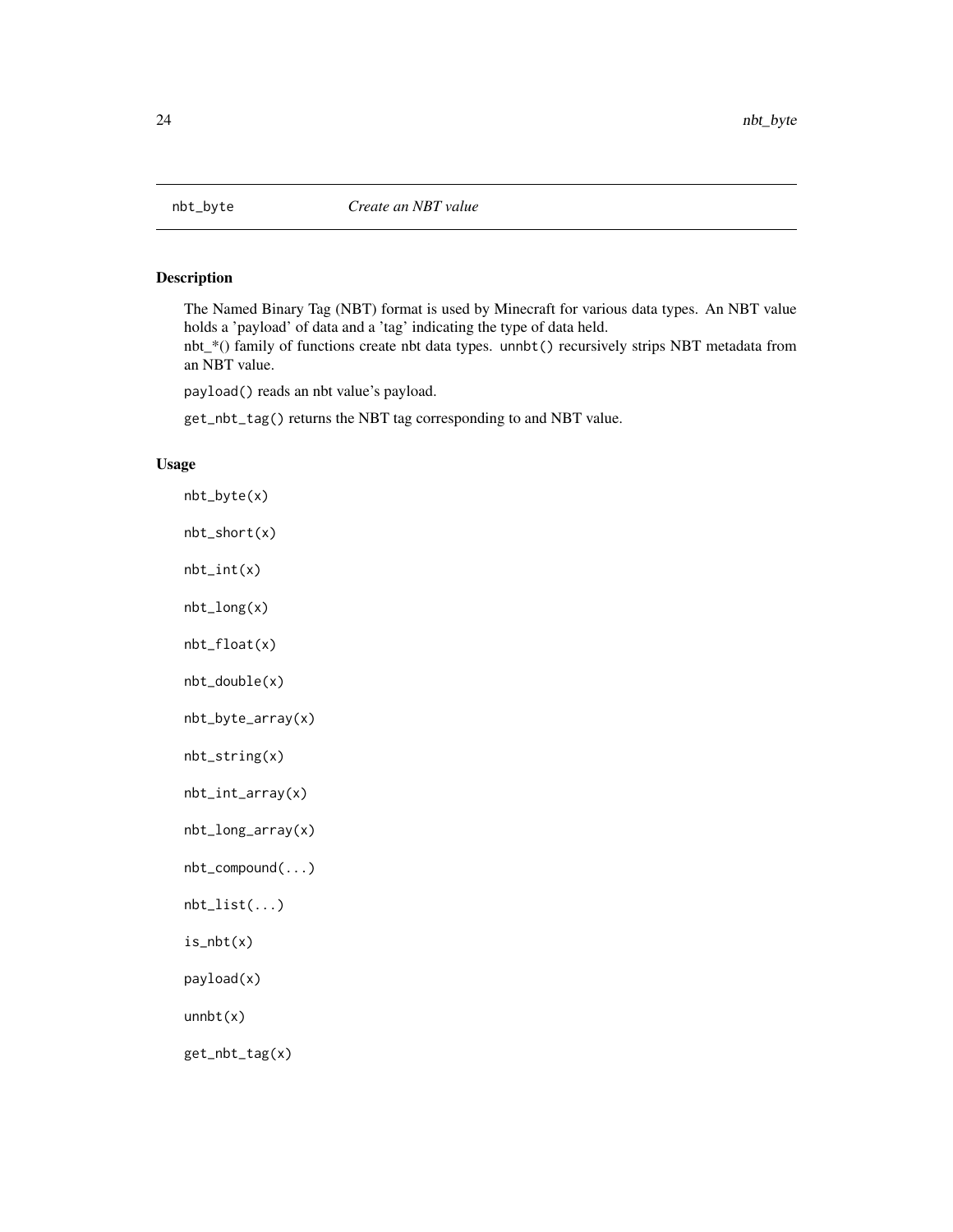nbt_byte    *Create an NBT value*

## Description

The Named Binary Tag (NBT) format is used by Minecraft for various data types. An NBT value holds a 'payload' of data and a 'tag' indicating the type of data held.
nbt_*() family of functions create nbt data types. `unnbt()` recursively strips NBT metadata from an NBT value.

`payload()` reads an nbt value's payload.

`get_nbt_tag()` returns the NBT tag corresponding to and NBT value.

## Usage

```
nbt_byte(x)

nbt_short(x)

nbt_int(x)

nbt_long(x)

nbt_float(x)

nbt_double(x)

nbt_byte_array(x)

nbt_string(x)

nbt_int_array(x)

nbt_long_array(x)

nbt_compound(...)

nbt_list(...)

is_nbt(x)

payload(x)

unnbt(x)

get_nbt_tag(x)
```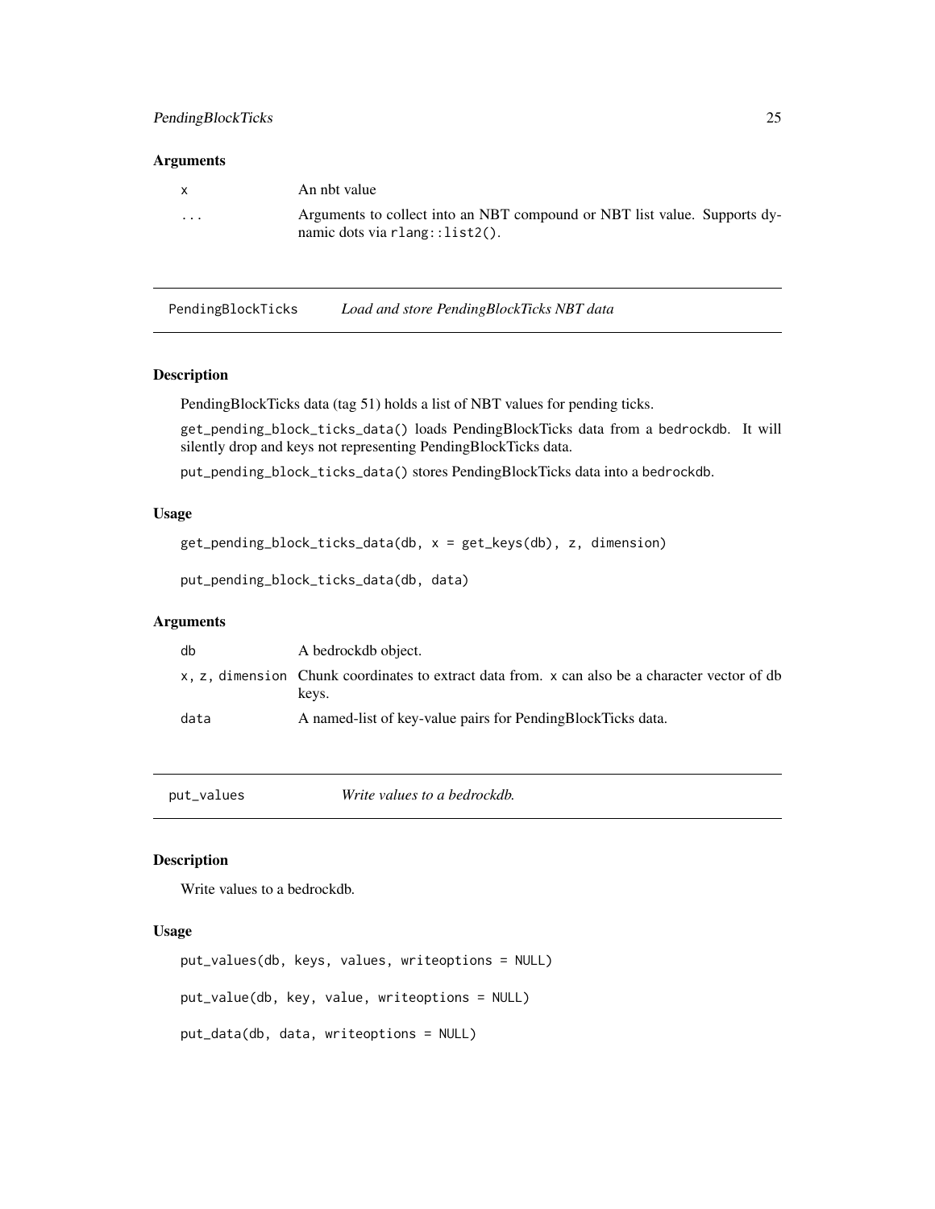### Arguments

| | |
|---|---|
| `x` | An nbt value |
| `...` | Arguments to collect into an NBT compound or NBT list value. Supports dynamic dots via `rlang::list2()`. |

---

## PendingBlockTicks — *Load and store PendingBlockTicks NBT data*

### Description

PendingBlockTicks data (tag 51) holds a list of NBT values for pending ticks.

`get_pending_block_ticks_data()` loads PendingBlockTicks data from a `bedrockdb`. It will silently drop and keys not representing PendingBlockTicks data.

`put_pending_block_ticks_data()` stores PendingBlockTicks data into a `bedrockdb`.

### Usage

```
get_pending_block_ticks_data(db, x = get_keys(db), z, dimension)

put_pending_block_ticks_data(db, data)
```

### Arguments

| | |
|---|---|
| `db` | A bedrockdb object. |
| `x, z, dimension` | Chunk coordinates to extract data from. `x` can also be a character vector of db keys. |
| `data` | A named-list of key-value pairs for PendingBlockTicks data. |

---

## put_values — *Write values to a bedrockdb.*

### Description

Write values to a bedrockdb.

### Usage

```
put_values(db, keys, values, writeoptions = NULL)

put_value(db, key, value, writeoptions = NULL)

put_data(db, data, writeoptions = NULL)
```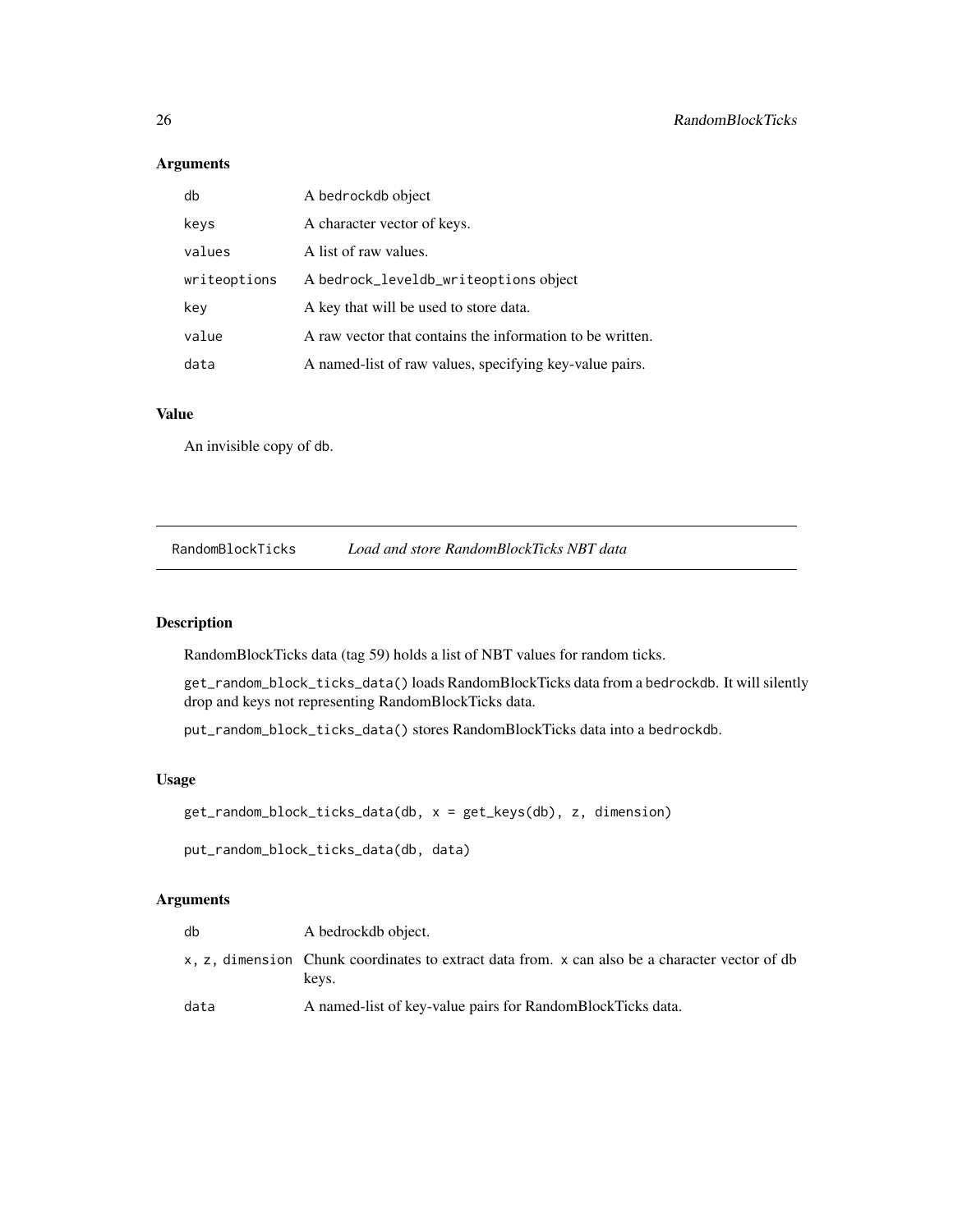### Arguments

| | |
|---|---|
| `db` | A `bedrockdb` object |
| `keys` | A character vector of keys. |
| `values` | A list of raw values. |
| `writeoptions` | A `bedrock_leveldb_writeoptions` object |
| `key` | A key that will be used to store data. |
| `value` | A raw vector that contains the information to be written. |
| `data` | A named-list of raw values, specifying key-value pairs. |

### Value

An invisible copy of `db`.

---

## RandomBlockTicks — *Load and store RandomBlockTicks NBT data*

### Description

RandomBlockTicks data (tag 59) holds a list of NBT values for random ticks.

`get_random_block_ticks_data()` loads RandomBlockTicks data from a `bedrockdb`. It will silently drop and keys not representing RandomBlockTicks data.

`put_random_block_ticks_data()` stores RandomBlockTicks data into a `bedrockdb`.

### Usage

```
get_random_block_ticks_data(db, x = get_keys(db), z, dimension)

put_random_block_ticks_data(db, data)
```

### Arguments

| | |
|---|---|
| `db` | A bedrockdb object. |
| `x, z, dimension` | Chunk coordinates to extract data from. `x` can also be a character vector of db keys. |
| `data` | A named-list of key-value pairs for RandomBlockTicks data. |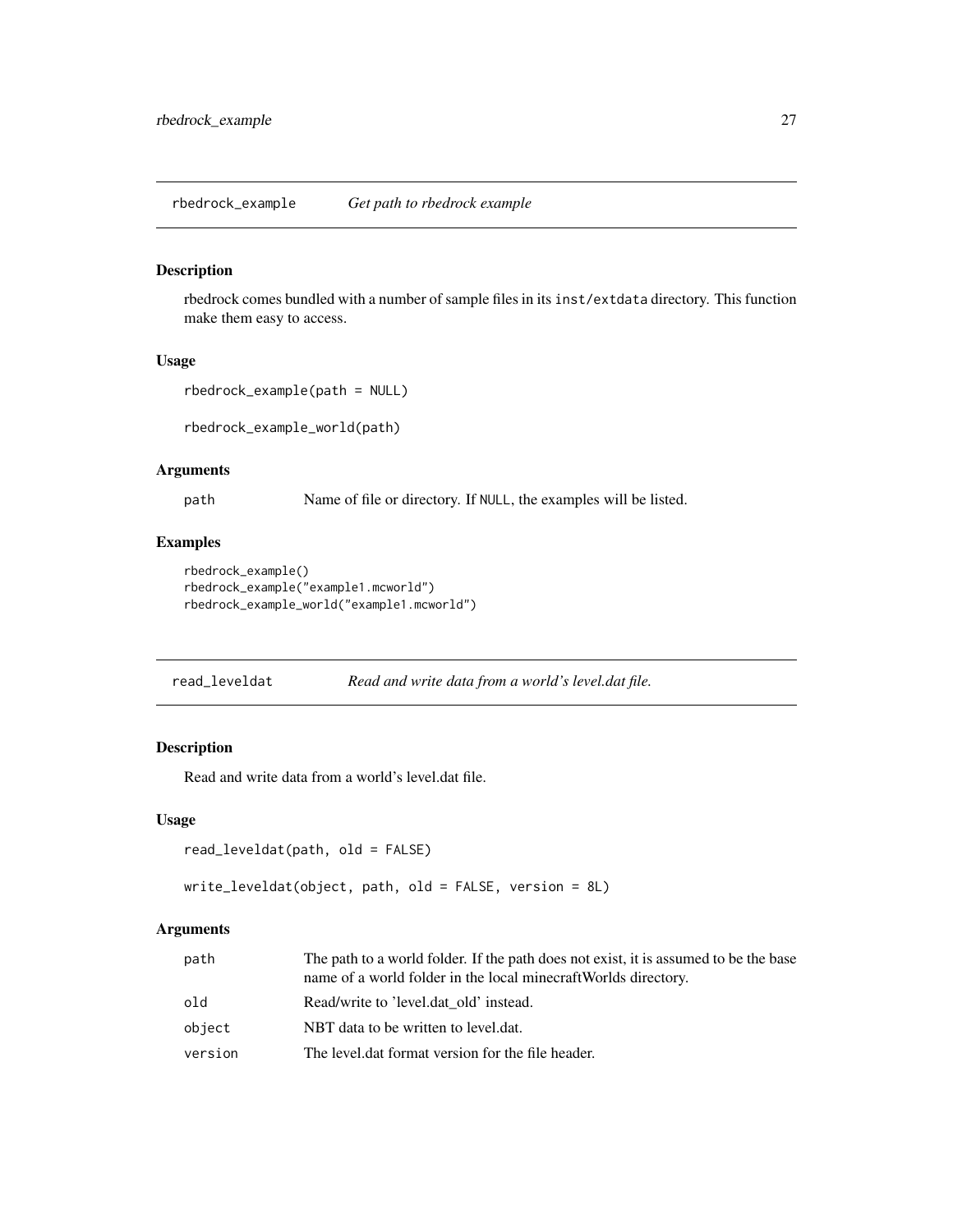## rbedrock_example — *Get path to rbedrock example*

### Description

rbedrock comes bundled with a number of sample files in its `inst/extdata` directory. This function make them easy to access.

### Usage

```
rbedrock_example(path = NULL)

rbedrock_example_world(path)
```

### Arguments

| | |
|---|---|
| `path` | Name of file or directory. If `NULL`, the examples will be listed. |

### Examples

```
rbedrock_example()
rbedrock_example("example1.mcworld")
rbedrock_example_world("example1.mcworld")
```

## read_leveldat — *Read and write data from a world's level.dat file.*

### Description

Read and write data from a world's level.dat file.

### Usage

```
read_leveldat(path, old = FALSE)

write_leveldat(object, path, old = FALSE, version = 8L)
```

### Arguments

| | |
|---|---|
| `path` | The path to a world folder. If the path does not exist, it is assumed to be the base name of a world folder in the local minecraftWorlds directory. |
| `old` | Read/write to 'level.dat_old' instead. |
| `object` | NBT data to be written to level.dat. |
| `version` | The level.dat format version for the file header. |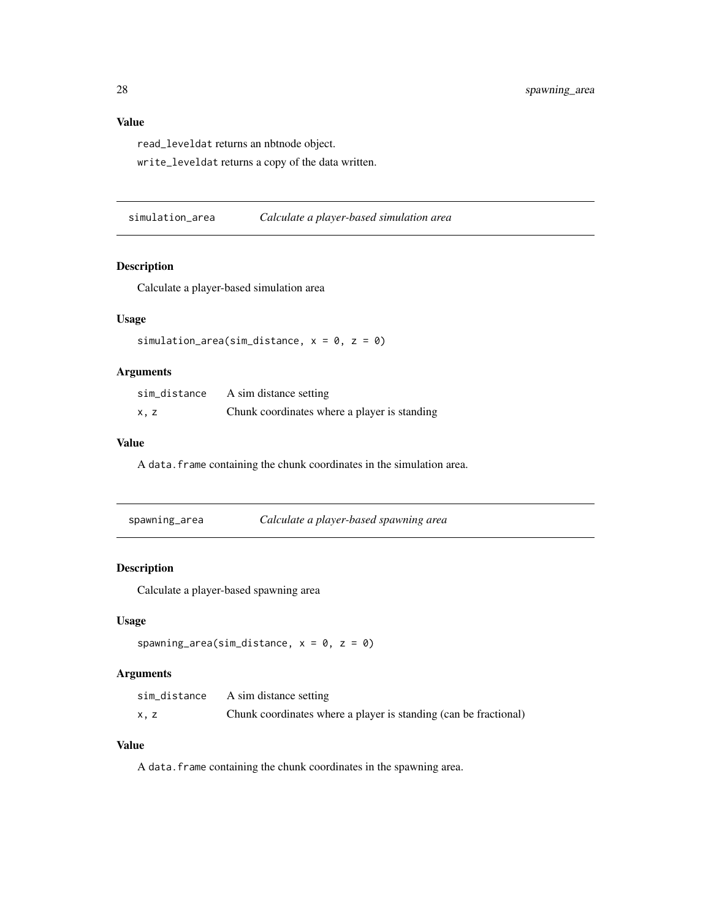### Value

`read_leveldat` returns an nbtnode object.

`write_leveldat` returns a copy of the data written.

## simulation_area — *Calculate a player-based simulation area*

### Description

Calculate a player-based simulation area

### Usage

```
simulation_area(sim_distance, x = 0, z = 0)
```

### Arguments

| | |
|---|---|
| sim_distance | A sim distance setting |
| x, z | Chunk coordinates where a player is standing |

### Value

A `data.frame` containing the chunk coordinates in the simulation area.

## spawning_area — *Calculate a player-based spawning area*

### Description

Calculate a player-based spawning area

### Usage

```
spawning_area(sim_distance, x = 0, z = 0)
```

### Arguments

| | |
|---|---|
| sim_distance | A sim distance setting |
| x, z | Chunk coordinates where a player is standing (can be fractional) |

### Value

A `data.frame` containing the chunk coordinates in the spawning area.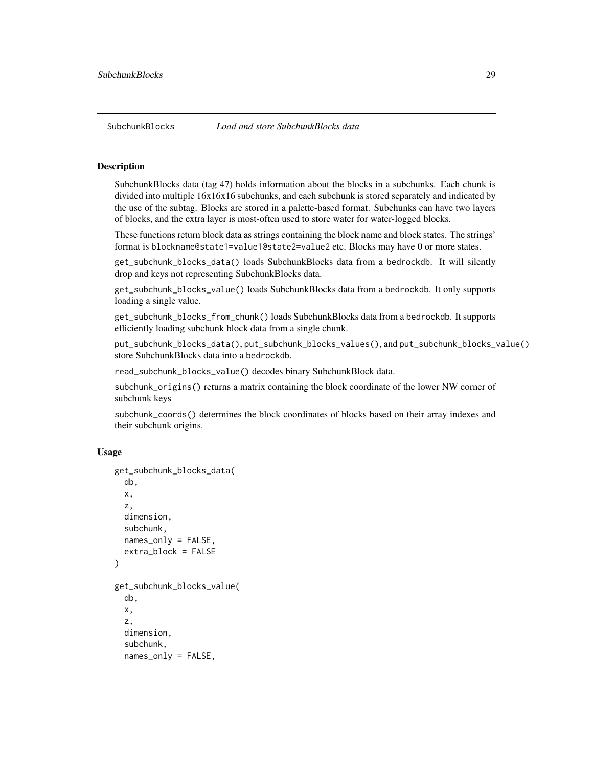## SubchunkBlocks *Load and store SubchunkBlocks data*

### Description

SubchunkBlocks data (tag 47) holds information about the blocks in a subchunks. Each chunk is divided into multiple 16x16x16 subchunks, and each subchunk is stored separately and indicated by the use of the subtag. Blocks are stored in a palette-based format. Subchunks can have two layers of blocks, and the extra layer is most-often used to store water for water-logged blocks.

These functions return block data as strings containing the block name and block states. The strings' format is `blockname@state1=value1@state2=value2` etc. Blocks may have 0 or more states.

`get_subchunk_blocks_data()` loads SubchunkBlocks data from a `bedrockdb`. It will silently drop and keys not representing SubchunkBlocks data.

`get_subchunk_blocks_value()` loads SubchunkBlocks data from a `bedrockdb`. It only supports loading a single value.

`get_subchunk_blocks_from_chunk()` loads SubchunkBlocks data from a `bedrockdb`. It supports efficiently loading subchunk block data from a single chunk.

`put_subchunk_blocks_data()`, `put_subchunk_blocks_values()`, and `put_subchunk_blocks_value()` store SubchunkBlocks data into a `bedrockdb`.

`read_subchunk_blocks_value()` decodes binary SubchunkBlock data.

`subchunk_origins()` returns a matrix containing the block coordinate of the lower NW corner of subchunk keys

`subchunk_coords()` determines the block coordinates of blocks based on their array indexes and their subchunk origins.

### Usage

```
get_subchunk_blocks_data(
  db,
  x,
  z,
  dimension,
  subchunk,
  names_only = FALSE,
  extra_block = FALSE
)

get_subchunk_blocks_value(
  db,
  x,
  z,
  dimension,
  subchunk,
  names_only = FALSE,
```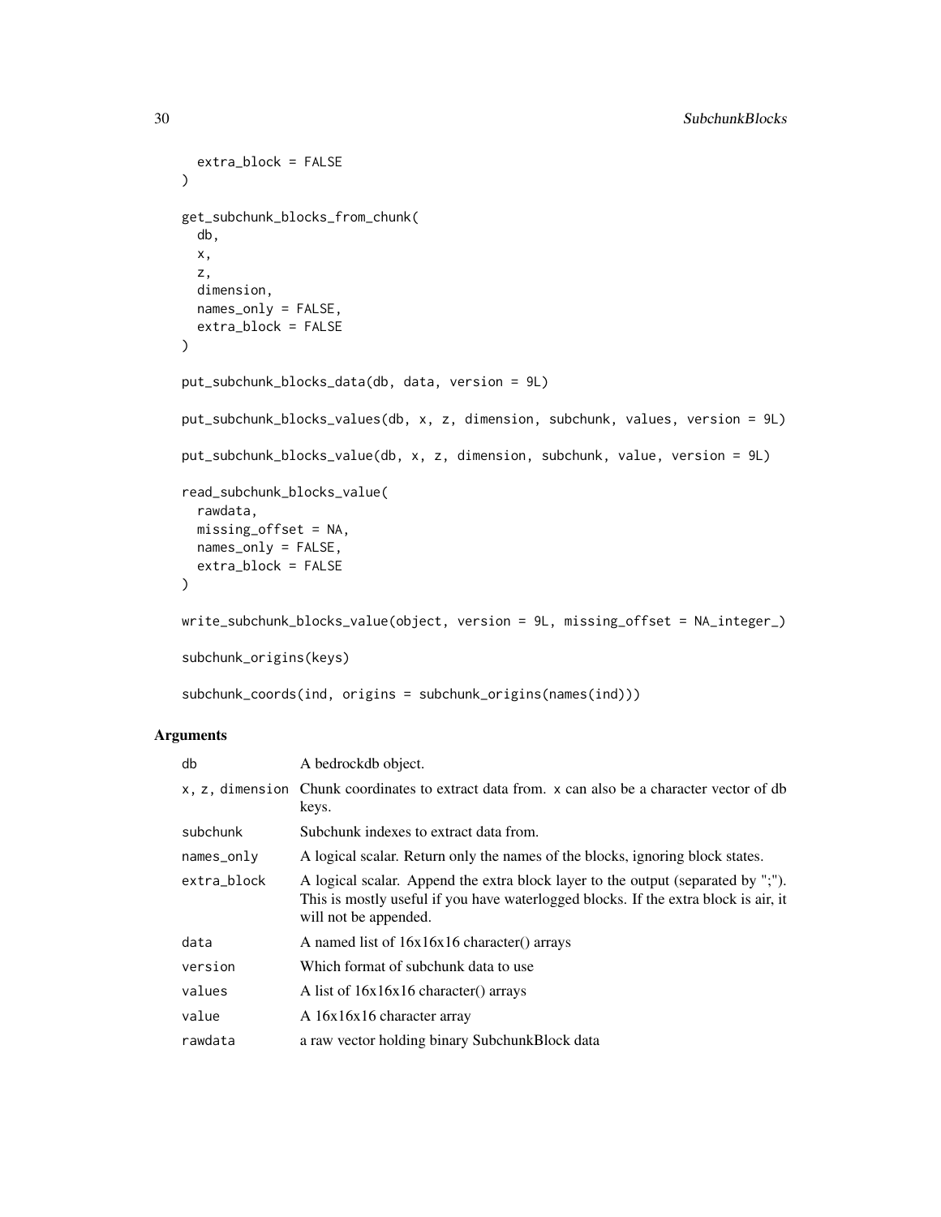```
  extra_block = FALSE
)

get_subchunk_blocks_from_chunk(
  db,
  x,
  z,
  dimension,
  names_only = FALSE,
  extra_block = FALSE
)

put_subchunk_blocks_data(db, data, version = 9L)

put_subchunk_blocks_values(db, x, z, dimension, subchunk, values, version = 9L)

put_subchunk_blocks_value(db, x, z, dimension, subchunk, value, version = 9L)

read_subchunk_blocks_value(
  rawdata,
  missing_offset = NA,
  names_only = FALSE,
  extra_block = FALSE
)

write_subchunk_blocks_value(object, version = 9L, missing_offset = NA_integer_)

subchunk_origins(keys)

subchunk_coords(ind, origins = subchunk_origins(names(ind)))
```

## Arguments

| | |
|---|---|
| `db` | A bedrockdb object. |
| `x, z, dimension` | Chunk coordinates to extract data from. `x` can also be a character vector of db keys. |
| `subchunk` | Subchunk indexes to extract data from. |
| `names_only` | A logical scalar. Return only the names of the blocks, ignoring block states. |
| `extra_block` | A logical scalar. Append the extra block layer to the output (separated by ";"). This is mostly useful if you have waterlogged blocks. If the extra block is air, it will not be appended. |
| `data` | A named list of 16x16x16 character() arrays |
| `version` | Which format of subchunk data to use |
| `values` | A list of 16x16x16 character() arrays |
| `value` | A 16x16x16 character array |
| `rawdata` | a raw vector holding binary SubchunkBlock data |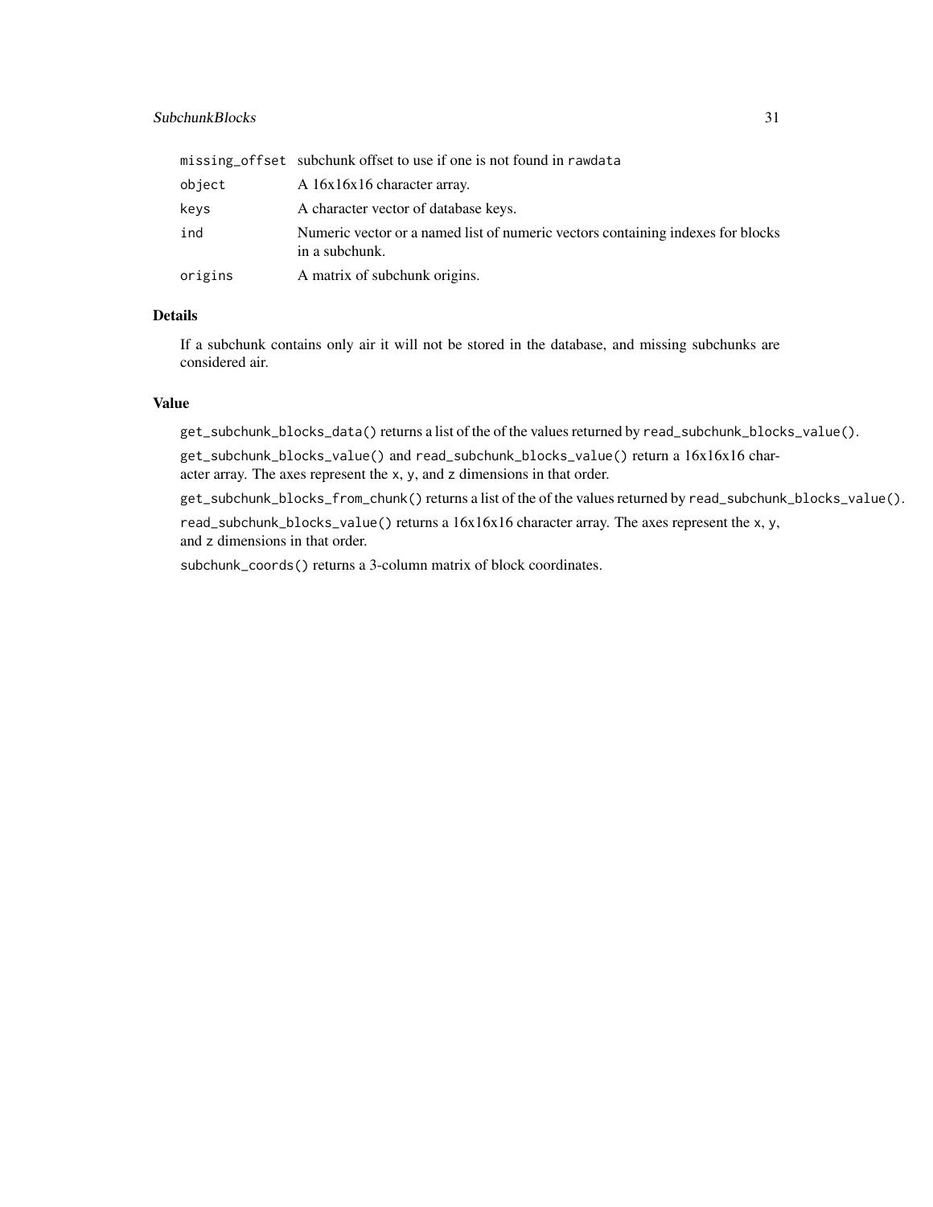| | |
|---|---|
| `missing_offset` | subchunk offset to use if one is not found in `rawdata` |
| `object` | A 16x16x16 character array. |
| `keys` | A character vector of database keys. |
| `ind` | Numeric vector or a named list of numeric vectors containing indexes for blocks in a subchunk. |
| `origins` | A matrix of subchunk origins. |

## Details

If a subchunk contains only air it will not be stored in the database, and missing subchunks are considered air.

## Value

`get_subchunk_blocks_data()` returns a list of the of the values returned by `read_subchunk_blocks_value()`.

`get_subchunk_blocks_value()` and `read_subchunk_blocks_value()` return a 16x16x16 character array. The axes represent the `x`, `y`, and `z` dimensions in that order.

`get_subchunk_blocks_from_chunk()` returns a list of the of the values returned by `read_subchunk_blocks_value()`.

`read_subchunk_blocks_value()` returns a 16x16x16 character array. The axes represent the `x`, `y`, and `z` dimensions in that order.

`subchunk_coords()` returns a 3-column matrix of block coordinates.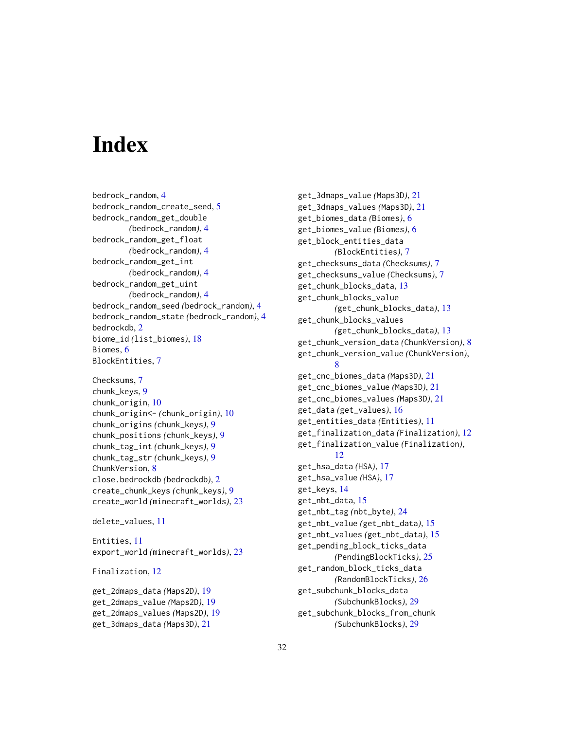# Index

bedrock_random, 4
bedrock_random_create_seed, 5
bedrock_random_get_double (bedrock_random), 4
bedrock_random_get_float (bedrock_random), 4
bedrock_random_get_int (bedrock_random), 4
bedrock_random_get_uint (bedrock_random), 4
bedrock_random_seed (bedrock_random), 4
bedrock_random_state (bedrock_random), 4
bedrockdb, 2
biome_id (list_biomes), 18
Biomes, 6
BlockEntities, 7

Checksums, 7
chunk_keys, 9
chunk_origin, 10
chunk_origin<- (chunk_origin), 10
chunk_origins (chunk_keys), 9
chunk_positions (chunk_keys), 9
chunk_tag_int (chunk_keys), 9
chunk_tag_str (chunk_keys), 9
ChunkVersion, 8
close.bedrockdb (bedrockdb), 2
create_chunk_keys (chunk_keys), 9
create_world (minecraft_worlds), 23

delete_values, 11

Entities, 11
export_world (minecraft_worlds), 23

Finalization, 12

get_2dmaps_data (Maps2D), 19
get_2dmaps_value (Maps2D), 19
get_2dmaps_values (Maps2D), 19
get_3dmaps_data (Maps3D), 21
get_3dmaps_value (Maps3D), 21
get_3dmaps_values (Maps3D), 21
get_biomes_data (Biomes), 6
get_biomes_value (Biomes), 6
get_block_entities_data (BlockEntities), 7
get_checksums_data (Checksums), 7
get_checksums_value (Checksums), 7
get_chunk_blocks_data, 13
get_chunk_blocks_value (get_chunk_blocks_data), 13
get_chunk_blocks_values (get_chunk_blocks_data), 13
get_chunk_version_data (ChunkVersion), 8
get_chunk_version_value (ChunkVersion), 8
get_cnc_biomes_data (Maps3D), 21
get_cnc_biomes_value (Maps3D), 21
get_cnc_biomes_values (Maps3D), 21
get_data (get_values), 16
get_entities_data (Entities), 11
get_finalization_data (Finalization), 12
get_finalization_value (Finalization), 12
get_hsa_data (HSA), 17
get_hsa_value (HSA), 17
get_keys, 14
get_nbt_data, 15
get_nbt_tag (nbt_byte), 24
get_nbt_value (get_nbt_data), 15
get_nbt_values (get_nbt_data), 15
get_pending_block_ticks_data (PendingBlockTicks), 25
get_random_block_ticks_data (RandomBlockTicks), 26
get_subchunk_blocks_data (SubchunkBlocks), 29
get_subchunk_blocks_from_chunk (SubchunkBlocks), 29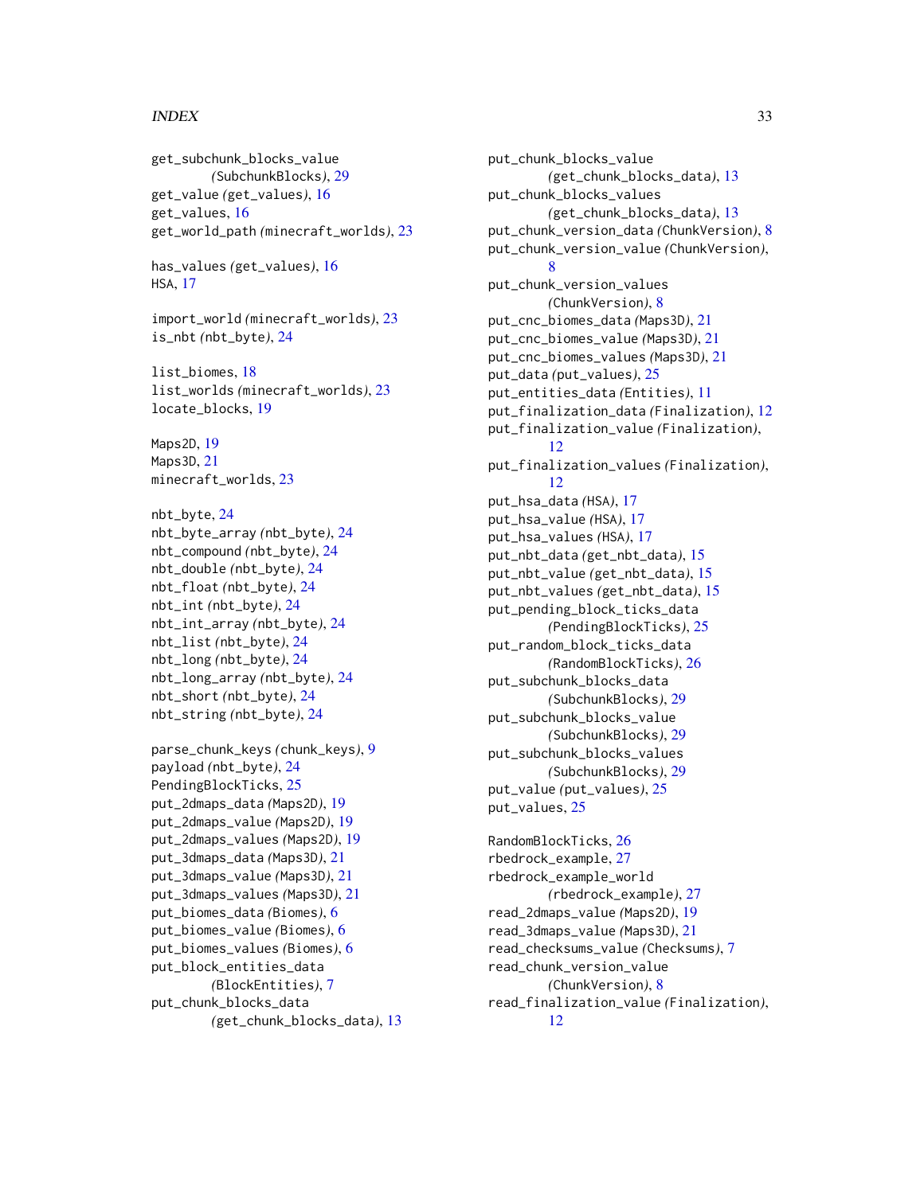get_subchunk_blocks_value (*SubchunkBlocks*), 29
get_value (*get_values*), 16
get_values, 16
get_world_path (*minecraft_worlds*), 23

has_values (*get_values*), 16
HSA, 17

import_world (*minecraft_worlds*), 23
is_nbt (*nbt_byte*), 24

list_biomes, 18
list_worlds (*minecraft_worlds*), 23
locate_blocks, 19

Maps2D, 19
Maps3D, 21
minecraft_worlds, 23

nbt_byte, 24
nbt_byte_array (*nbt_byte*), 24
nbt_compound (*nbt_byte*), 24
nbt_double (*nbt_byte*), 24
nbt_float (*nbt_byte*), 24
nbt_int (*nbt_byte*), 24
nbt_int_array (*nbt_byte*), 24
nbt_list (*nbt_byte*), 24
nbt_long (*nbt_byte*), 24
nbt_long_array (*nbt_byte*), 24
nbt_short (*nbt_byte*), 24
nbt_string (*nbt_byte*), 24

parse_chunk_keys (*chunk_keys*), 9
payload (*nbt_byte*), 24
PendingBlockTicks, 25
put_2dmaps_data (*Maps2D*), 19
put_2dmaps_value (*Maps2D*), 19
put_2dmaps_values (*Maps2D*), 19
put_3dmaps_data (*Maps3D*), 21
put_3dmaps_value (*Maps3D*), 21
put_3dmaps_values (*Maps3D*), 21
put_biomes_data (*Biomes*), 6
put_biomes_value (*Biomes*), 6
put_biomes_values (*Biomes*), 6
put_block_entities_data (*BlockEntities*), 7
put_chunk_blocks_data (*get_chunk_blocks_data*), 13
put_chunk_blocks_value (*get_chunk_blocks_data*), 13
put_chunk_blocks_values (*get_chunk_blocks_data*), 13
put_chunk_version_data (*ChunkVersion*), 8
put_chunk_version_value (*ChunkVersion*), 8
put_chunk_version_values (*ChunkVersion*), 8
put_cnc_biomes_data (*Maps3D*), 21
put_cnc_biomes_value (*Maps3D*), 21
put_cnc_biomes_values (*Maps3D*), 21
put_data (*put_values*), 25
put_entities_data (*Entities*), 11
put_finalization_data (*Finalization*), 12
put_finalization_value (*Finalization*), 12
put_finalization_values (*Finalization*), 12
put_hsa_data (*HSA*), 17
put_hsa_value (*HSA*), 17
put_hsa_values (*HSA*), 17
put_nbt_data (*get_nbt_data*), 15
put_nbt_value (*get_nbt_data*), 15
put_nbt_values (*get_nbt_data*), 15
put_pending_block_ticks_data (*PendingBlockTicks*), 25
put_random_block_ticks_data (*RandomBlockTicks*), 26
put_subchunk_blocks_data (*SubchunkBlocks*), 29
put_subchunk_blocks_value (*SubchunkBlocks*), 29
put_subchunk_blocks_values (*SubchunkBlocks*), 29
put_value (*put_values*), 25
put_values, 25

RandomBlockTicks, 26
rbedrock_example, 27
rbedrock_example_world (*rbedrock_example*), 27
read_2dmaps_value (*Maps2D*), 19
read_3dmaps_value (*Maps3D*), 21
read_checksums_value (*Checksums*), 7
read_chunk_version_value (*ChunkVersion*), 8
read_finalization_value (*Finalization*), 12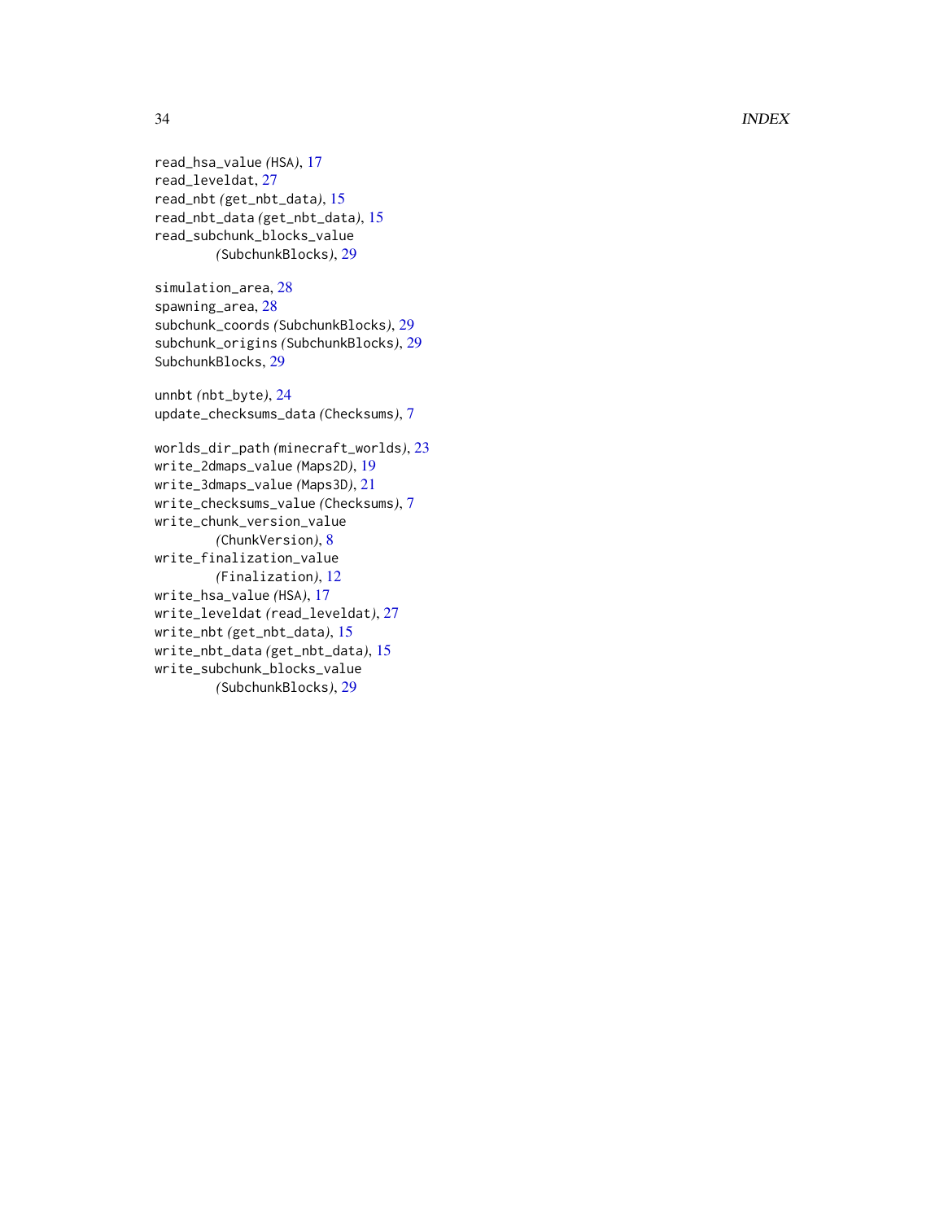read_hsa_value (HSA), 17
read_leveldat, 27
read_nbt (get_nbt_data), 15
read_nbt_data (get_nbt_data), 15
read_subchunk_blocks_value
        (SubchunkBlocks), 29

simulation_area, 28
spawning_area, 28
subchunk_coords (SubchunkBlocks), 29
subchunk_origins (SubchunkBlocks), 29
SubchunkBlocks, 29

unnbt (nbt_byte), 24
update_checksums_data (Checksums), 7

worlds_dir_path (minecraft_worlds), 23
write_2dmaps_value (Maps2D), 19
write_3dmaps_value (Maps3D), 21
write_checksums_value (Checksums), 7
write_chunk_version_value
        (ChunkVersion), 8
write_finalization_value
        (Finalization), 12
write_hsa_value (HSA), 17
write_leveldat (read_leveldat), 27
write_nbt (get_nbt_data), 15
write_nbt_data (get_nbt_data), 15
write_subchunk_blocks_value
        (SubchunkBlocks), 29